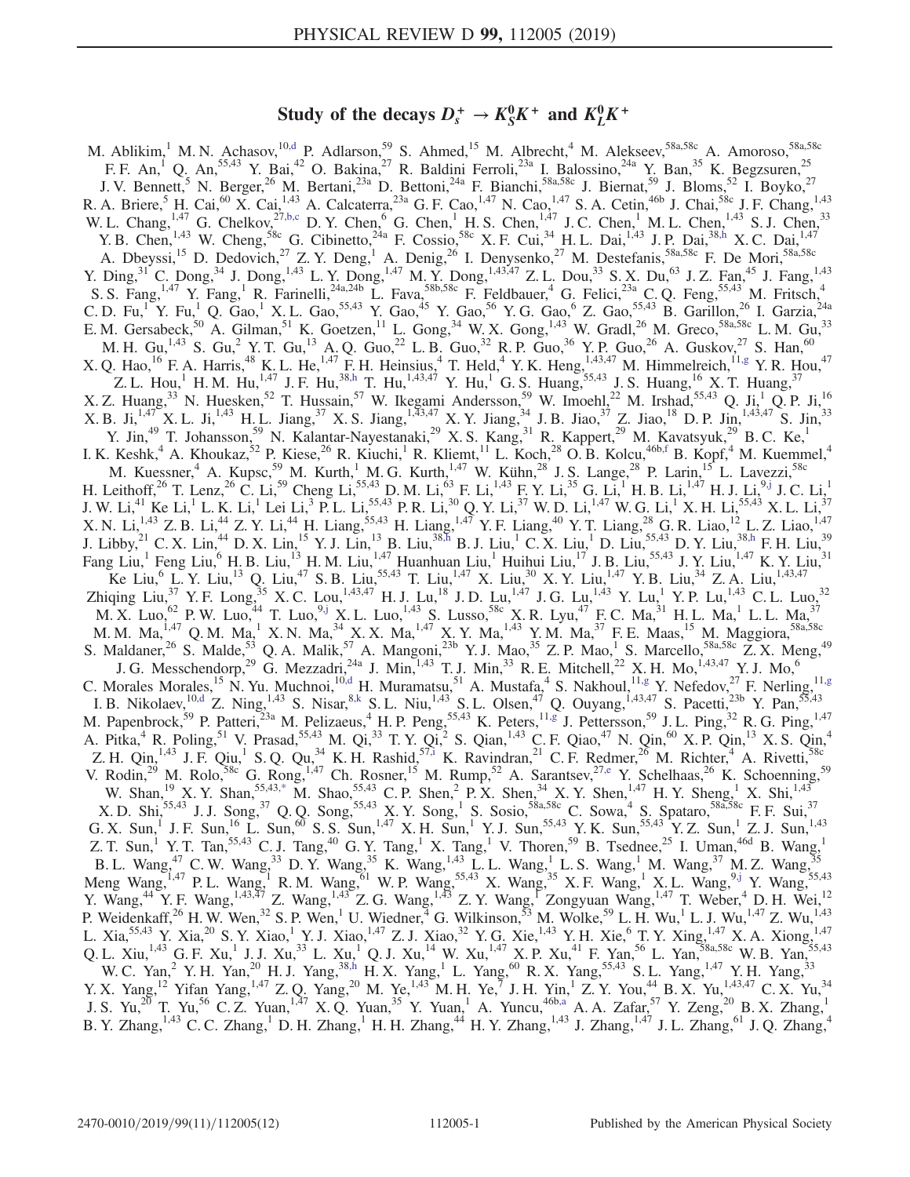# Study of the decays $D_s^+ \to K_S^0 K^+$ and $K_L^0 K^+$

M. Ablikim,[1] M. N. Achasov,[10,d] P. Adlarson,[59] S. Ahmed,[15] M. Albrecht,[4] M. Alekseev,[58a,58c] A. Amoroso,[58a,58c] F. F. An,[1] Q. An,[55,43] Y. Bai,[42] O. Bakina,[27] R. Baldini Ferroli,[23a] I. Balossino,[24a] Y. Ban,[35] K. Begzsuren,[25] J. V. Bennett,[5] N. Berger,[26] M. Bertani,[23a] D. Bettoni,[24a] F. Bianchi,[58a,58c] J. Biernat,[59] J. Bloms,[52] I. Boyko,[27] R. A. Briere,[5] H. Cai,[60] X. Cai,[1,43] A. Calcaterra,[23a] G. F. Cao,[1,47] N. Cao,[1,47] S. A. Cetin,[46b] J. Chai,[58c] J. F. Chang,[1,43] W. L. Chang,[1,47] G. Chelkov,[27,b,c] D. Y. Chen,[6] G. Chen,[1] H. S. Chen,[1,47] J. C. Chen,[1] M. L. Chen,[1,43] S. J. Chen,[33] Y. B. Chen,[1,43] W. Cheng,[58c] G. Cibinetto,[24a] F. Cossio,[58c] X. F. Cui,[34] H. L. Dai,[1,43] J. P. Dai,[38,h] X. C. Dai,[1,47] A. Dbeyssi,[15] D. Dedovich,[27] Z. Y. Deng,[1] A. Denig,[26] I. Denysenko,[27] M. Destefanis,[58a,58c] F. De Mori,[58a,58c] Y. Ding,[31] C. Dong,[34] J. Dong,[1,43] L. Y. Dong,[1,47] M. Y. Dong,[1,43,47] Z. L. Dou,[33] S. X. Du,[63] J. Z. Fan,[45] J. Fang,[1,43] S. S. Fang,[1,47] Y. Fang,[1] R. Farinelli,[24a,24b] L. Fava,[58b,58c] F. Feldbauer,[4] G. Felici,[23a] C. Q. Feng,[55,43] M. Fritsch,[4] C. D. Fu,[1] Y. Fu,[1] Q. Gao,[1] X. L. Gao,[55,43] Y. Gao,[45] Y. Gao,[56] Y. G. Gao,[6] Z. Gao,[55,43] B. Garillon,[26] I. Garzia,[24a] E. M. Gersabeck,[50] A. Gilman,[51] K. Goetzen,[11] L. Gong,[34] W. X. Gong,[1,43] W. Gradl,[26] M. Greco,[58a,58c] L. M. Gu,[33] M. H. Gu,[1,43] S. Gu,[2] Y. T. Gu,[13] A. Q. Guo,[22] L. B. Guo,[32] R. P. Guo,[36] Y. P. Guo,[26] A. Guskov,[27] S. Han,[60] X. Q. Hao,[16] F. A. Harris,[48] K. L. He,[1,47] F. H. Heinsius,[4] T. Held,[4] Y. K. Heng,[1,43,47] M. Himmelreich,[11,g] Y. R. Hou,[47] Z. L. Hou,[1] H. M. Hu,[1,47] J. F. Hu,[38,h] T. Hu,[1,43,47] Y. Hu,[1] G. S. Huang,[55,43] J. S. Huang,[16] X. T. Huang,[37] X. Z. Huang,[33] N. Huesken,[52] T. Hussain,[57] W. Ikegami Andersson,[59] W. Imoehl,[22] M. Irshad,[55,43] Q. Ji,[1] Q. P. Ji,[16] X. B. Ji,[1,47] X. L. Ji,[1,43] H. L. Jiang,[37] X. S. Jiang,[1,43,47] X. Y. Jiang,[34] J. B. Jiao,[37] Z. Jiao,[18] D. P. Jin,[1,43,47] S. Jin,[33] Y. Jin,[49] T. Johansson,[59] N. Kalantar-Nayestanaki,[29] X. S. Kang,[31] R. Kappert,[29] M. Kavatsyuk,[29] B. C. Ke,[1] I. K. Keshk,[4] A. Khoukaz,[52] P. Kiese,[26] R. Kiuchi,[1] R. Kliemt,[11] L. Koch,[28] O. B. Kolcu,[46b,f] B. Kopf,[4] M. Kuemmel,[4] M. Kuessner,[4] A. Kupsc,[59] M. Kurth,[1] M. G. Kurth,[1,47] W. Kühn,[28] J. S. Lange,[28] P. Larin,[15] L. Lavezzi,[58c] H. Leithoff,[26] T. Lenz,[26] C. Li,[59] Cheng Li,[55,43] D. M. Li,[63] F. Li,[1,43] F. Y. Li,[35] G. Li,[1] H. B. Li,[1,47] H. J. Li,[9,j] J. C. Li,[1] J. W. Li,[41] Ke Li,[1] L. K. Li,[1] Lei Li,[3] P. L. Li,[55,43] P. R. Li,[30] Q. Y. Li,[37] W. D. Li,[1,47] W. G. Li,[1] X. H. Li,[55,43] X. L. Li,[37] X. N. Li,[1,43] Z. B. Li,[44] Z. Y. Li,[44] H. Liang,[55,43] H. Liang,[1,47] Y. F. Liang,[40] Y. T. Liang,[28] G. R. Liao,[12] L. Z. Liao,[1,47] J. Libby,[21] C. X. Lin,[44] D. X. Lin,[15] Y. J. Lin,[13] B. Liu,[38,h] B. J. Liu,[1] C. X. Liu,[1] D. Liu,[55,43] D. Y. Liu,[38,h] F. H. Liu,[39] Fang Liu,[1] Feng Liu,[6] H. B. Liu,[13] H. M. Liu,[1,47] Huanhuan Liu,[1] Huihui Liu,[17] J. B. Liu,[55,43] J. Y. Liu,[1,47] K. Y. Liu,[31] Ke Liu,[6] L. Y. Liu,[13] Q. Liu,[47] S. B. Liu,[55,43] T. Liu,[1,47] X. Liu,[30] X. Y. Liu,[1,47] Y. B. Liu,[34] Z. A. Liu,[1,43,47] Zhiqing Liu,[37] Y. F. Long,[35] X. C. Lou,[1,43,47] H. J. Lu,[18] J. D. Lu,[1,47] J. G. Lu,[1,43] Y. Lu,[1] Y. P. Lu,[1,43] C. L. Luo,[32] M. X. Luo,[62] P. W. Luo,[44] T. Luo,[9,j] X. L. Luo,[1,43] S. Lusso,[58c] X. R. Lyu,[47] F. C. Ma,[31] H. L. Ma,[1] L. L. Ma,[37] M. M. Ma,[1,47] Q. M. Ma,[1] X. N. Ma,[34] X. X. Ma,[1,47] X. Y. Ma,[1,43] Y. M. Ma,[37] F. E. Maas,[15] M. Maggiora,[58a,58c] S. Maldaner,[26] S. Malde,[53] Q. A. Malik,[57] A. Mangoni,[23b] Y. J. Mao,[35] Z. P. Mao,[1] S. Marcello,[58a,58c] Z. X. Meng,[49] J. G. Messchendorp,[29] G. Mezzadri,[24a] J. Min,[1,43] T. J. Min,[33] R. E. Mitchell,[22] X. H. Mo,[1,43,47] Y. J. Mo,[6] C. Morales Morales,[15] N. Yu. Muchnoi,[10,d] H. Muramatsu,[51] A. Mustafa,[4] S. Nakhoul,[11,g] Y. Nefedov,[27] F. Nerling,[11,g] I. B. Nikolaev,[10,d] Z. Ning,[1,43] S. Nisar,[8,k] S. L. Niu,[1,43] S. L. Olsen,[47] Q. Ouyang,[1,43,47] S. Pacetti,[23b] Y. Pan,[55,43] M. Papenbrock,[59] P. Patteri,[23a] M. Pelizaeus,[4] H. P. Peng,[55,43] K. Peters,[11,g] J. Pettersson,[59] J. L. Ping,[32] R. G. Ping,[1,47] A. Pitka,[4] R. Poling,[51] V. Prasad,[55,43] M. Qi,[33] T. Y. Qi,[2] S. Qian,[1,43] C. F. Qiao,[47] N. Qin,[60] X. P. Qin,[13] X. S. Qin,[4] Z. H. Qin,[1,43] J. F. Qiu,[1] S. Q. Qu,[34] K. H. Rashid,[57,i] K. Ravindran,[21] C. F. Redmer,[26] M. Richter,[4] A. Rivetti,[58c] V. Rodin,[29] M. Rolo,[58c] G. Rong,[1,47] Ch. Rosner,[15] M. Rump,[52] A. Sarantsev,[27,e] M. Savrié,[24b] Y. Schelhaas,[26] K. Schoenning,[59] W. Shan,[19] X. Y. Shan,[55,43,*] M. Shao,[55,43] C. P. Shen,[2] P. X. Shen,[34] X. Y. Shen,[1,47] H. Y. Sheng,[1] X. Shi,[1,43] X. D. Shi,[55,43] J. J. Song,[37] Q. Q. Song,[55,43] X. Y. Song,[1] S. Sosio,[58a,58c] C. Sowa,[4] S. Spataro,[58a,58c] F. F. Sui,[37] G. X. Sun,[1] J. F. Sun,[16] L. Sun,[60] S. S. Sun,[1,47] X. H. Sun,[1] Y. J. Sun,[55,43] Y. K. Sun,[55,43] Y. Z. Sun,[1] Z. J. Sun,[1,43] Z. T. Sun,[1] Y. T. Tan,[55,43] C. J. Tang,[40] G. Y. Tang,[1] X. Tang,[1] V. Thoren,[59] B. Tsednee,[25] I. Uman,[46d] B. Wang,[1] B. L. Wang,[47] C. W. Wang,[33] D. Y. Wang,[35] K. Wang,[1,43] L. L. Wang,[1] L. S. Wang,[1] M. Wang,[37] M. Z. Wang,[35] Meng Wang,[1,47] P. L. Wang,[1] R. M. Wang,[61] W. P. Wang,[55,43] X. Wang,[35] X. F. Wang,[1] X. L. Wang,[9,j] Y. Wang,[55,43] Y. Wang,[44] Y. F. Wang,[1,43,47] Z. Wang,[1,43] Z. G. Wang,[1,43] Z. Y. Wang,[1] Zongyuan Wang,[1,47] T. Weber,[4] D. H. Wei,[12] P. Weidenkaff,[26] H. W. Wen,[32] S. P. Wen,[1] U. Wiedner,[4] G. Wilkinson,[53] M. Wolke,[59] L. H. Wu,[1] L. J. Wu,[1,47] Z. Wu,[1,43] L. Xia,[55,43] Y. Xia,[20] S. Y. Xiao,[1] Y. J. Xiao,[1,47] Z. J. Xiao,[32] Y. G. Xie,[1,43] Y. H. Xie,[6] T. Y. Xing,[1,47] X. A. Xiong,[1,47] Q. L. Xiu,[1,43] G. F. Xu,[1] J. J. Xu,[33] L. Xu,[1] Q. J. Xu,[14] W. Xu,[1,47] X. P. Xu,[41] F. Yan,[56] L. Yan,[58a,58c] W. B. Yan,[55,43] W. C. Yan,[2] Y. H. Yan,[20] H. J. Yang,[38,h] H. X. Yang,[1] L. Yang,[60] R. X. Yang,[55,43] S. L. Yang,[1,47] Y. H. Yang,[33] Y. X. Yang,[12] Yifan Yang,[1,47] Z. Q. Yang,[20] M. Ye,[1,43] M. H. Ye,[7] J. H. Yin,[1] Z. Y. You,[44] B. X. Yu,[1,43,47] C. X. Yu,[34] J. S. Yu,[20] T. Yu,[56] C. Z. Yuan,[1,47] X. Q. Yuan,[35] Y. Yuan,[1] A. Yuncu,[46b,a] A. A. Zafar,[57] Y. Zeng,[20] B. X. Zhang,[1] B. Y. Zhang,[1,43] C. C. Zhang,[1] D. H. Zhang,[1] H. H. Zhang,[44] H. Y. Zhang,[1,43] J. Zhang,[1,47] J. L. Zhang,[61] J. Q. Zhang,[4]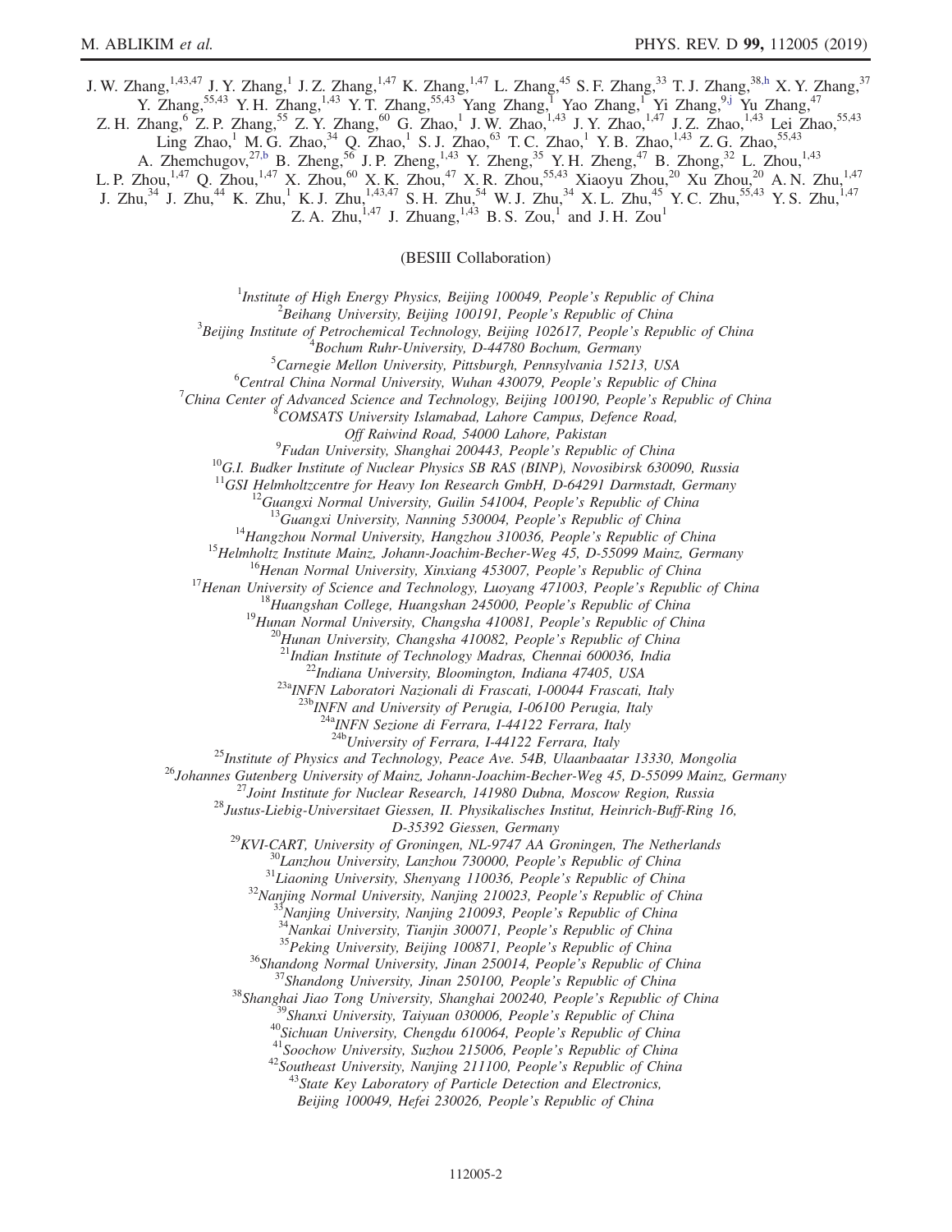J. W. Zhang,[1,43,47] J. Y. Zhang,[1] J. Z. Zhang,[1,47] K. Zhang,[1,47] L. Zhang,[45] S. F. Zhang,[33] T. J. Zhang,[38,h] X. Y. Zhang,[37] Y. Zhang,[55,43] Y. H. Zhang,[1,43] Y. T. Zhang,[55,43] Yang Zhang,[1] Yao Zhang,[1] Yi Zhang,[9,j] Yu Zhang,[47] Z. H. Zhang,[6] Z. P. Zhang,[55] Z. Y. Zhang,[60] G. Zhao,[1] J. W. Zhao,[1,43] J. Y. Zhao,[1,47] J. Z. Zhao,[1,43] Lei Zhao,[55,43] Ling Zhao,[1] M. G. Zhao,[34] Q. Zhao,[1] S. J. Zhao,[63] T. C. Zhao,[1] Y. B. Zhao,[1,43] Z. G. Zhao,[55,43] A. Zhemchugov,[27,b] B. Zheng,[56] J. P. Zheng,[1,43] Y. Zheng,[35] Y. H. Zheng,[47] B. Zhong,[32] L. Zhou,[1,43] L. P. Zhou,[1,47] Q. Zhou,[1,47] X. Zhou,[60] X. K. Zhou,[47] X. R. Zhou,[55,43] Xiaoyu Zhou,[20] Xu Zhou,[20] A. N. Zhu,[1,47] J. Zhu,[34] J. Zhu,[44] K. Zhu,[1] K. J. Zhu,[1,43,47] S. H. Zhu,[54] W. J. Zhu,[34] X. L. Zhu,[45] Y. C. Zhu,[55,43] Y. S. Zhu,[1,47] Z. A. Zhu,[1,47] J. Zhuang,[1,43] B. S. Zou,[1] and J. H. Zou[1]

(BESIII Collaboration)

[1]*Institute of High Energy Physics, Beijing 100049, People's Republic of China*
[2]*Beihang University, Beijing 100191, People's Republic of China*
[3]*Beijing Institute of Petrochemical Technology, Beijing 102617, People's Republic of China*
[4]*Bochum Ruhr-University, D-44780 Bochum, Germany*
[5]*Carnegie Mellon University, Pittsburgh, Pennsylvania 15213, USA*
[6]*Central China Normal University, Wuhan 430079, People's Republic of China*
[7]*China Center of Advanced Science and Technology, Beijing 100190, People's Republic of China*
[8]*COMSATS University Islamabad, Lahore Campus, Defence Road, Off Raiwind Road, 54000 Lahore, Pakistan*
[9]*Fudan University, Shanghai 200443, People's Republic of China*
[10]*G.I. Budker Institute of Nuclear Physics SB RAS (BINP), Novosibirsk 630090, Russia*
[11]*GSI Helmholtzcentre for Heavy Ion Research GmbH, D-64291 Darmstadt, Germany*
[12]*Guangxi Normal University, Guilin 541004, People's Republic of China*
[13]*Guangxi University, Nanning 530004, People's Republic of China*
[14]*Hangzhou Normal University, Hangzhou 310036, People's Republic of China*
[15]*Helmholtz Institute Mainz, Johann-Joachim-Becher-Weg 45, D-55099 Mainz, Germany*
[16]*Henan Normal University, Xinxiang 453007, People's Republic of China*
[17]*Henan University of Science and Technology, Luoyang 471003, People's Republic of China*
[18]*Huangshan College, Huangshan 245000, People's Republic of China*
[19]*Hunan Normal University, Changsha 410081, People's Republic of China*
[20]*Hunan University, Changsha 410082, People's Republic of China*
[21]*Indian Institute of Technology Madras, Chennai 600036, India*
[22]*Indiana University, Bloomington, Indiana 47405, USA*
[23a]*INFN Laboratori Nazionali di Frascati, I-00044 Frascati, Italy*
[23b]*INFN and University of Perugia, I-06100 Perugia, Italy*
[24a]*INFN Sezione di Ferrara, I-44122 Ferrara, Italy*
[24b]*University of Ferrara, I-44122 Ferrara, Italy*
[25]*Institute of Physics and Technology, Peace Ave. 54B, Ulaanbaatar 13330, Mongolia*
[26]*Johannes Gutenberg University of Mainz, Johann-Joachim-Becher-Weg 45, D-55099 Mainz, Germany*
[27]*Joint Institute for Nuclear Research, 141980 Dubna, Moscow Region, Russia*
[28]*Justus-Liebig-Universitaet Giessen, II. Physikalisches Institut, Heinrich-Buff-Ring 16, D-35392 Giessen, Germany*
[29]*KVI-CART, University of Groningen, NL-9747 AA Groningen, The Netherlands*
[30]*Lanzhou University, Lanzhou 730000, People's Republic of China*
[31]*Liaoning University, Shenyang 110036, People's Republic of China*
[32]*Nanjing Normal University, Nanjing 210023, People's Republic of China*
[33]*Nanjing University, Nanjing 210093, People's Republic of China*
[34]*Nankai University, Tianjin 300071, People's Republic of China*
[35]*Peking University, Beijing 100871, People's Republic of China*
[36]*Shandong Normal University, Jinan 250014, People's Republic of China*
[37]*Shandong University, Jinan 250100, People's Republic of China*
[38]*Shanghai Jiao Tong University, Shanghai 200240, People's Republic of China*
[39]*Shanxi University, Taiyuan 030006, People's Republic of China*
[40]*Sichuan University, Chengdu 610064, People's Republic of China*
[41]*Soochow University, Suzhou 215006, People's Republic of China*
[42]*Southeast University, Nanjing 211100, People's Republic of China*
[43]*State Key Laboratory of Particle Detection and Electronics, Beijing 100049, Hefei 230026, People's Republic of China*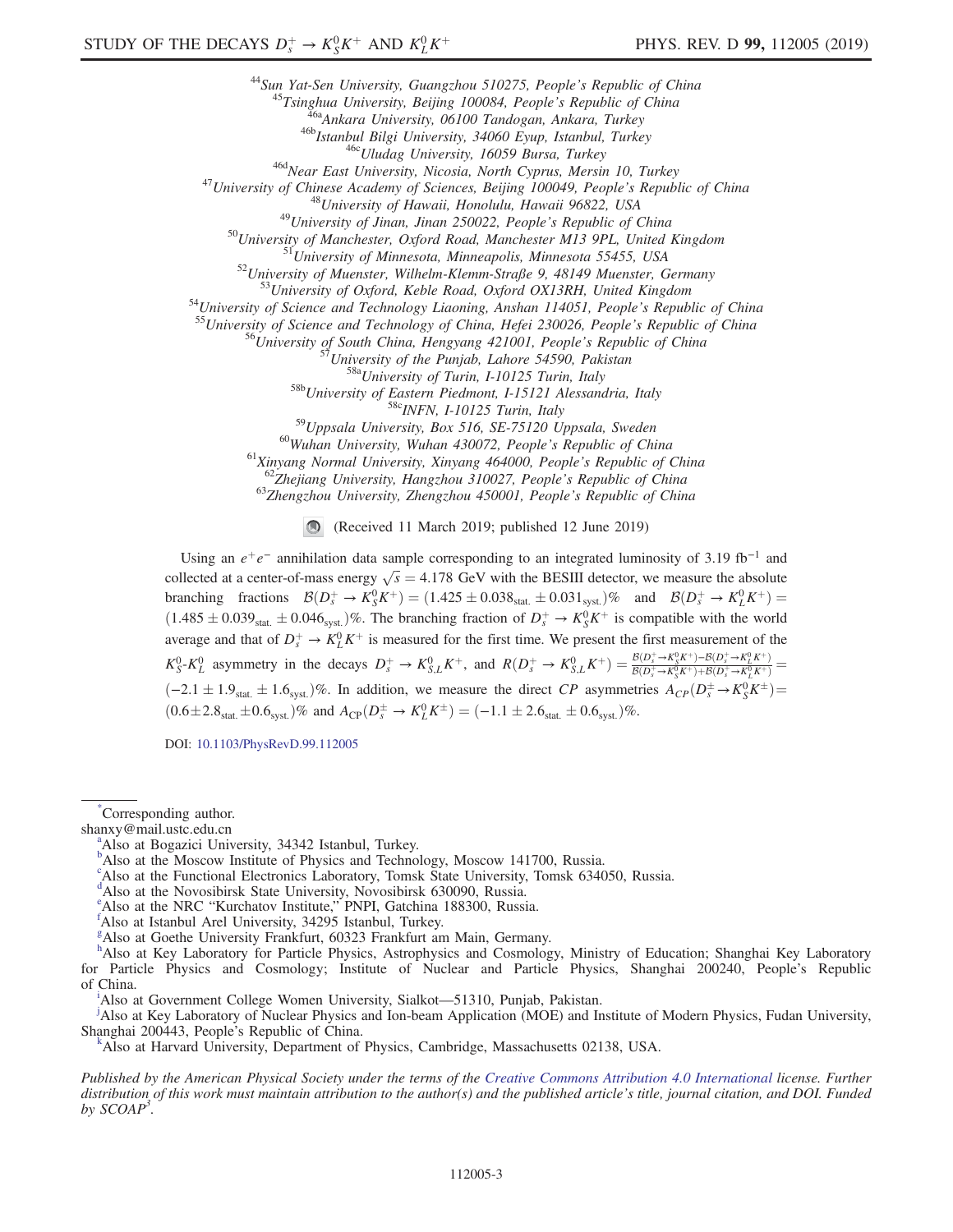[44]Sun Yat-Sen University, Guangzhou 510275, People's Republic of China
[45]Tsinghua University, Beijing 100084, People's Republic of China
[46a]Ankara University, 06100 Tandogan, Ankara, Turkey
[46b]Istanbul Bilgi University, 34060 Eyup, Istanbul, Turkey
[46c]Uludag University, 16059 Bursa, Turkey
[46d]Near East University, Nicosia, North Cyprus, Mersin 10, Turkey
[47]University of Chinese Academy of Sciences, Beijing 100049, People's Republic of China
[48]University of Hawaii, Honolulu, Hawaii 96822, USA
[49]University of Jinan, Jinan 250022, People's Republic of China
[50]University of Manchester, Oxford Road, Manchester M13 9PL, United Kingdom
[51]University of Minnesota, Minneapolis, Minnesota 55455, USA
[52]University of Muenster, Wilhelm-Klemm-Straße 9, 48149 Muenster, Germany
[53]University of Oxford, Keble Road, Oxford OX13RH, United Kingdom
[54]University of Science and Technology Liaoning, Anshan 114051, People's Republic of China
[55]University of Science and Technology of China, Hefei 230026, People's Republic of China
[56]University of South China, Hengyang 421001, People's Republic of China
[57]University of the Punjab, Lahore 54590, Pakistan
[58a]University of Turin, I-10125 Turin, Italy
[58b]University of Eastern Piedmont, I-15121 Alessandria, Italy
[58c]INFN, I-10125 Turin, Italy
[59]Uppsala University, Box 516, SE-75120 Uppsala, Sweden
[60]Wuhan University, Wuhan 430072, People's Republic of China
[61]Xinyang Normal University, Xinyang 464000, People's Republic of China
[62]Zhejiang University, Hangzhou 310027, People's Republic of China
[63]Zhengzhou University, Zhengzhou 450001, People's Republic of China

(Received 11 March 2019; published 12 June 2019)

Using an $e^+e^-$ annihilation data sample corresponding to an integrated luminosity of 3.19 fb$^{-1}$ and collected at a center-of-mass energy $\sqrt{s} = 4.178$ GeV with the BESIII detector, we measure the absolute branching fractions $\mathcal{B}(D_s^+ \to K_S^0 K^+) = (1.425 \pm 0.038_{\text{stat.}} \pm 0.031_{\text{syst.}})\%$ and $\mathcal{B}(D_s^+ \to K_L^0 K^+) = (1.485 \pm 0.039_{\text{stat.}} \pm 0.046_{\text{syst.}})\%$. The branching fraction of $D_s^+ \to K_S^0 K^+$ is compatible with the world average and that of $D_s^+ \to K_L^0 K^+$ is measured for the first time. We present the first measurement of the $K_S^0$-$K_L^0$ asymmetry in the decays $D_s^+ \to K_{S,L}^0 K^+$, and $R(D_s^+ \to K_{S,L}^0 K^+) = \frac{\mathcal{B}(D_s^+ \to K_S^0 K^+) - \mathcal{B}(D_s^+ \to K_L^0 K^+)}{\mathcal{B}(D_s^+ \to K_S^0 K^+) + \mathcal{B}(D_s^+ \to K_L^0 K^+)} = (-2.1 \pm 1.9_{\text{stat.}} \pm 1.6_{\text{syst.}})\%$. In addition, we measure the direct $CP$ asymmetries $A_{CP}(D_s^\pm \to K_S^0 K^\pm) = (0.6 \pm 2.8_{\text{stat.}} \pm 0.6_{\text{syst.}})\%$ and $A_{\text{CP}}(D_s^\pm \to K_L^0 K^\pm) = (-1.1 \pm 2.6_{\text{stat.}} \pm 0.6_{\text{syst.}})\%$.

DOI: 10.1103/PhysRevD.99.112005

[*]Corresponding author.
shanxy@mail.ustc.edu.cn
[a]Also at Bogazici University, 34342 Istanbul, Turkey.
[b]Also at the Moscow Institute of Physics and Technology, Moscow 141700, Russia.
[c]Also at the Functional Electronics Laboratory, Tomsk State University, Tomsk 634050, Russia.
[d]Also at the Novosibirsk State University, Novosibirsk 630090, Russia.
[e]Also at the NRC "Kurchatov Institute," PNPI, Gatchina 188300, Russia.
[f]Also at Istanbul Arel University, 34295 Istanbul, Turkey.
[g]Also at Goethe University Frankfurt, 60323 Frankfurt am Main, Germany.
[h]Also at Key Laboratory for Particle Physics, Astrophysics and Cosmology, Ministry of Education; Shanghai Key Laboratory for Particle Physics and Cosmology; Institute of Nuclear and Particle Physics, Shanghai 200240, People's Republic of China.
[i]Also at Government College Women University, Sialkot—51310, Punjab, Pakistan.
[j]Also at Key Laboratory of Nuclear Physics and Ion-beam Application (MOE) and Institute of Modern Physics, Fudan University, Shanghai 200443, People's Republic of China.
[k]Also at Harvard University, Department of Physics, Cambridge, Massachusetts 02138, USA.

*Published by the American Physical Society under the terms of the Creative Commons Attribution 4.0 International license. Further distribution of this work must maintain attribution to the author(s) and the published article's title, journal citation, and DOI. Funded by SCOAP$^3$.*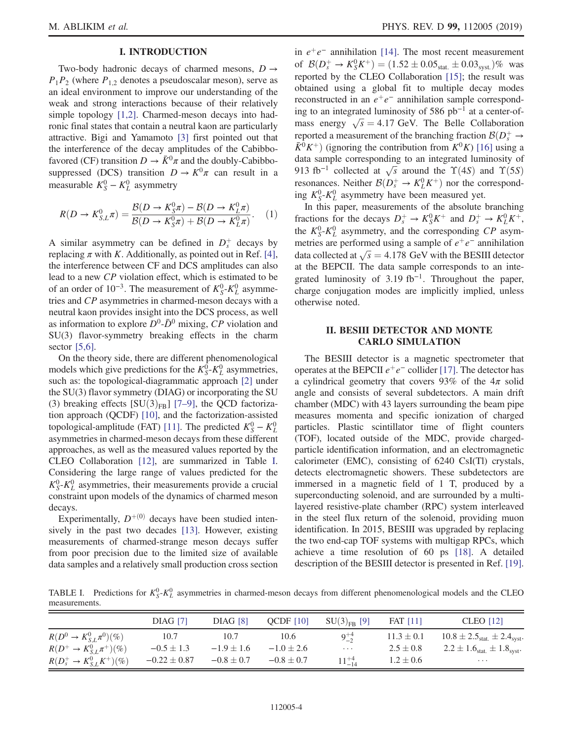## I. INTRODUCTION

Two-body hadronic decays of charmed mesons, $D \to P_1 P_2$ (where $P_{1,2}$ denotes a pseudoscalar meson), serve as an ideal environment to improve our understanding of the weak and strong interactions because of their relatively simple topology [1,2]. Charmed-meson decays into hadronic final states that contain a neutral kaon are particularly attractive. Bigi and Yamamoto [3] first pointed out that the interference of the decay amplitudes of the Cabibbo-favored (CF) transition $D \to \bar{K}^0 \pi$ and the doubly-Cabibbo-suppressed (DCS) transition $D \to K^0 \pi$ can result in a measurable $K_S^0 - K_L^0$ asymmetry

$$R(D \to K_{S,L}^0 \pi) = \frac{\mathcal{B}(D \to K_S^0 \pi) - \mathcal{B}(D \to K_L^0 \pi)}{\mathcal{B}(D \to K_S^0 \pi) + \mathcal{B}(D \to K_L^0 \pi)}. \quad (1)$$

A similar asymmetry can be defined in $D_s^+$ decays by replacing $\pi$ with $K$. Additionally, as pointed out in Ref. [4], the interference between CF and DCS amplitudes can also lead to a new $CP$ violation effect, which is estimated to be of an order of $10^{-3}$. The measurement of $K_S^0$-$K_L^0$ asymmetries and $CP$ asymmetries in charmed-meson decays with a neutral kaon provides insight into the DCS process, as well as information to explore $D^0$-$\bar{D}^0$ mixing, $CP$ violation and SU(3) flavor-symmetry breaking effects in the charm sector [5,6].

On the theory side, there are different phenomenological models which give predictions for the $K_S^0$-$K_L^0$ asymmetries, such as: the topological-diagrammatic approach [2] under the SU(3) flavor symmetry (DIAG) or incorporating the SU(3) breaking effects [$\mathrm{SU(3)_{FB}}$] [7–9], the QCD factorization approach (QCDF) [10], and the factorization-assisted topological-amplitude (FAT) [11]. The predicted $K_S^0 - K_L^0$ asymmetries in charmed-meson decays from these different approaches, as well as the measured values reported by the CLEO Collaboration [12], are summarized in Table I. Considering the large range of values predicted for the $K_S^0$-$K_L^0$ asymmetries, their measurements provide a crucial constraint upon models of the dynamics of charmed meson decays.

Experimentally, $D^{+(0)}$ decays have been studied intensively in the past two decades [13]. However, existing measurements of charmed-strange meson decays suffer from poor precision due to the limited size of available data samples and a relatively small production cross section in $e^+e^-$ annihilation [14]. The most recent measurement of $\mathcal{B}(D_s^+ \to K_S^0 K^+) = (1.52 \pm 0.05_{\mathrm{stat.}} \pm 0.03_{\mathrm{syst.}})\%$ was reported by the CLEO Collaboration [15]; the result was obtained using a global fit to multiple decay modes reconstructed in an $e^+e^-$ annihilation sample corresponding to an integrated luminosity of 586 pb$^{-1}$ at a center-of-mass energy $\sqrt{s} = 4.17$ GeV. The Belle Collaboration reported a measurement of the branching fraction $\mathcal{B}(D_s^+ \to \bar{K}^0 K^+)$ (ignoring the contribution from $K^0 K$) [16] using a data sample corresponding to an integrated luminosity of 913 fb$^{-1}$ collected at $\sqrt{s}$ around the $\Upsilon(4S)$ and $\Upsilon(5S)$ resonances. Neither $\mathcal{B}(D_s^+ \to K_L^0 K^+)$ nor the corresponding $K_S^0$-$K_L^0$ asymmetry have been measured yet.

In this paper, measurements of the absolute branching fractions for the decays $D_s^+ \to K_S^0 K^+$ and $D_s^+ \to K_L^0 K^+$, the $K_S^0$-$K_L^0$ asymmetry, and the corresponding $CP$ asymmetries are performed using a sample of $e^+e^-$ annihilation data collected at $\sqrt{s} = 4.178$ GeV with the BESIII detector at the BEPCII. The data sample corresponds to an integrated luminosity of 3.19 fb$^{-1}$. Throughout the paper, charge conjugation modes are implicitly implied, unless otherwise noted.

## II. BESIII DETECTOR AND MONTE CARLO SIMULATION

The BESIII detector is a magnetic spectrometer that operates at the BEPCII $e^+e^-$ collider [17]. The detector has a cylindrical geometry that covers 93% of the $4\pi$ solid angle and consists of several subdetectors. A main drift chamber (MDC) with 43 layers surrounding the beam pipe measures momenta and specific ionization of charged particles. Plastic scintillator time of flight counters (TOF), located outside of the MDC, provide charged-particle identification information, and an electromagnetic calorimeter (EMC), consisting of 6240 CsI(Tl) crystals, detects electromagnetic showers. These subdetectors are immersed in a magnetic field of 1 T, produced by a superconducting solenoid, and are surrounded by a multi-layered resistive-plate chamber (RPC) system interleaved in the steel flux return of the solenoid, providing muon identification. In 2015, BESIII was upgraded by replacing the two end-cap TOF systems with multigap RPCs, which achieve a time resolution of 60 ps [18]. A detailed description of the BESIII detector is presented in Ref. [19].

TABLE I. Predictions for $K_S^0$-$K_L^0$ asymmetries in charmed-meson decays from different phenomenological models and the CLEO measurements.

| | DIAG [7] | DIAG [8] | QCDF [10] | $\mathrm{SU(3)_{FB}}$ [9] | FAT [11] | CLEO [12] |
|---|---|---|---|---|---|---|
| $R(D^0 \to K_{S,L}^0 \pi^0)(\%)$ | 10.7 | 10.7 | 10.6 | $9^{+4}_{-2}$ | $11.3 \pm 0.1$ | $10.8 \pm 2.5_{\mathrm{stat.}} \pm 2.4_{\mathrm{syst.}}$ |
| $R(D^+ \to K_{S,L}^0 \pi^+)(\%)$ | $-0.5 \pm 1.3$ | $-1.9 \pm 1.6$ | $-1.0 \pm 2.6$ | ... | $2.5 \pm 0.8$ | $2.2 \pm 1.6_{\mathrm{stat.}} \pm 1.8_{\mathrm{syst.}}$ |
| $R(D_s^+ \to K_{S,L}^0 K^+)(\%)$ | $-0.22 \pm 0.87$ | $-0.8 \pm 0.7$ | $-0.8 \pm 0.7$ | $11^{+4}_{-14}$ | $1.2 \pm 0.6$ | ... |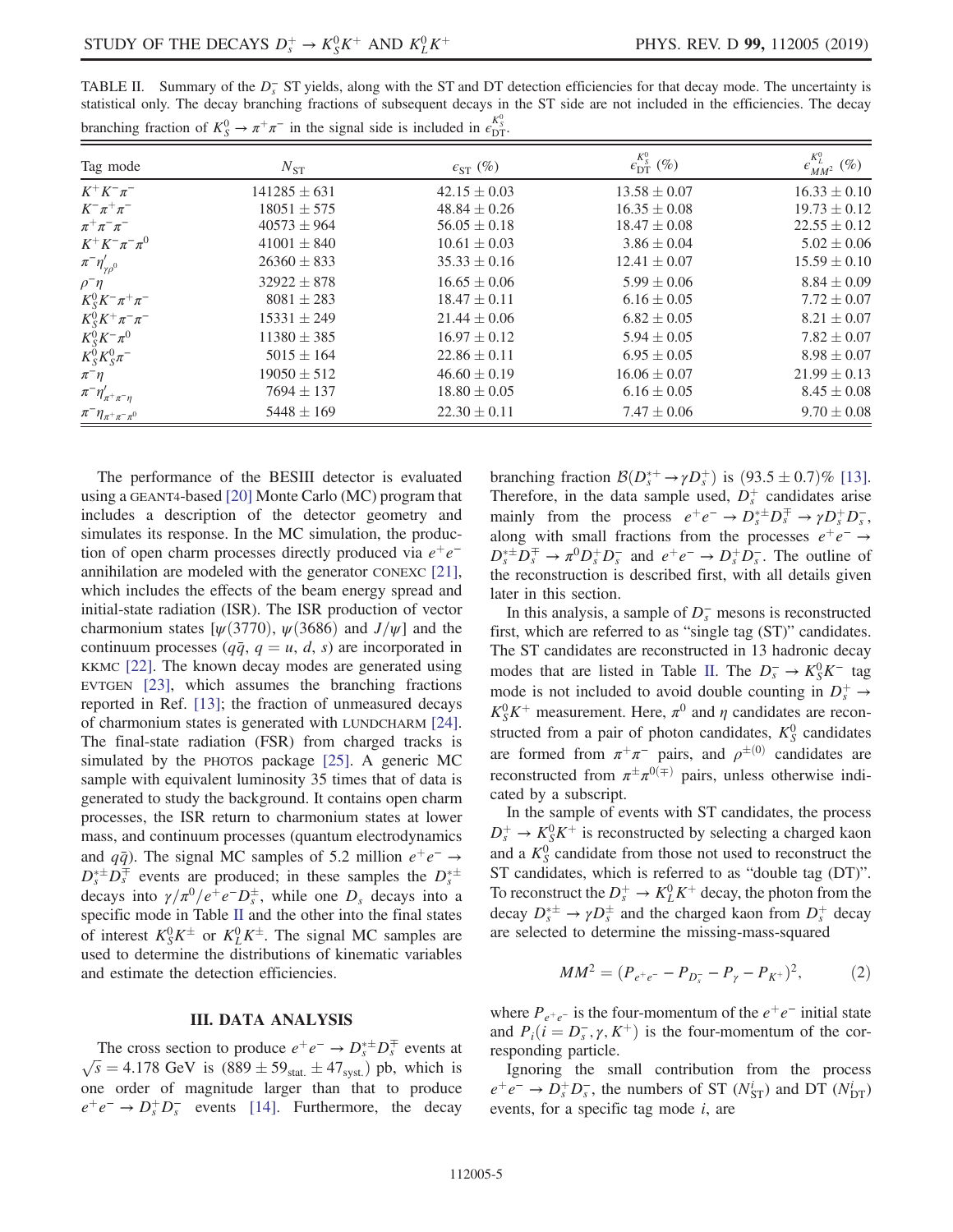TABLE II. Summary of the $D_s^-$ ST yields, along with the ST and DT detection efficiencies for that decay mode. The uncertainty is statistical only. The decay branching fractions of subsequent decays in the ST side are not included in the efficiencies. The decay branching fraction of $K_S^0 \to \pi^+\pi^-$ in the signal side is included in $\epsilon_{\rm DT}^{K_S^0}$.

| Tag mode | $N_{\rm ST}$ | $\epsilon_{\rm ST}$ (%) | $\epsilon_{\rm DT}^{K_S^0}$ (%) | $\epsilon_{MM^2}^{K_L^0}$ (%) |
|---|---|---|---|---|
| $K^+K^-\pi^-$ | $141285 \pm 631$ | $42.15 \pm 0.03$ | $13.58 \pm 0.07$ | $16.33 \pm 0.10$ |
| $K^-\pi^+\pi^-$ | $18051 \pm 575$ | $48.84 \pm 0.26$ | $16.35 \pm 0.08$ | $19.73 \pm 0.12$ |
| $\pi^+\pi^-\pi^-$ | $40573 \pm 964$ | $56.05 \pm 0.18$ | $18.47 \pm 0.08$ | $22.55 \pm 0.12$ |
| $K^+K^-\pi^-\pi^0$ | $41001 \pm 840$ | $10.61 \pm 0.03$ | $3.86 \pm 0.04$ | $5.02 \pm 0.06$ |
| $\pi^-\eta'_{\gamma\rho^0}$ | $26360 \pm 833$ | $35.33 \pm 0.16$ | $12.41 \pm 0.07$ | $15.59 \pm 0.10$ |
| $\rho^-\eta$ | $32922 \pm 878$ | $16.65 \pm 0.06$ | $5.99 \pm 0.06$ | $8.84 \pm 0.09$ |
| $K_S^0K^-\pi^+\pi^-$ | $8081 \pm 283$ | $18.47 \pm 0.11$ | $6.16 \pm 0.05$ | $7.72 \pm 0.07$ |
| $K_S^0K^+\pi^-\pi^-$ | $15331 \pm 249$ | $21.44 \pm 0.06$ | $6.82 \pm 0.05$ | $8.21 \pm 0.07$ |
| $K_S^0K^-\pi^0$ | $11380 \pm 385$ | $16.97 \pm 0.12$ | $5.94 \pm 0.05$ | $7.82 \pm 0.07$ |
| $K_S^0K_S^0\pi^-$ | $5015 \pm 164$ | $22.86 \pm 0.11$ | $6.95 \pm 0.05$ | $8.98 \pm 0.07$ |
| $\pi^-\eta$ | $19050 \pm 512$ | $46.60 \pm 0.19$ | $16.06 \pm 0.07$ | $21.99 \pm 0.13$ |
| $\pi^-\eta'_{\pi^+\pi^-\eta}$ | $7694 \pm 137$ | $18.80 \pm 0.05$ | $6.16 \pm 0.05$ | $8.45 \pm 0.08$ |
| $\pi^-\eta_{\pi^+\pi^-\pi^0}$ | $5448 \pm 169$ | $22.30 \pm 0.11$ | $7.47 \pm 0.06$ | $9.70 \pm 0.08$ |

The performance of the BESIII detector is evaluated using a GEANT4-based [20] Monte Carlo (MC) program that includes a description of the detector geometry and simulates its response. In the MC simulation, the production of open charm processes directly produced via $e^+e^-$ annihilation are modeled with the generator CONEXC [21], which includes the effects of the beam energy spread and initial-state radiation (ISR). The ISR production of vector charmonium states [$\psi(3770)$, $\psi(3686)$ and $J/\psi$] and the continuum processes ($q\bar{q}$, $q = u$, $d$, $s$) are incorporated in KKMC [22]. The known decay modes are generated using EVTGEN [23], which assumes the branching fractions reported in Ref. [13]; the fraction of unmeasured decays of charmonium states is generated with LUNDCHARM [24]. The final-state radiation (FSR) from charged tracks is simulated by the PHOTOS package [25]. A generic MC sample with equivalent luminosity 35 times that of data is generated to study the background. It contains open charm processes, the ISR return to charmonium states at lower mass, and continuum processes (quantum electrodynamics and $q\bar{q}$). The signal MC samples of 5.2 million $e^+e^- \to D_s^{*\pm}D_s^{\mp}$ events are produced; in these samples the $D_s^{*\pm}$ decays into $\gamma/\pi^0/e^+e^-D_s^{\pm}$, while one $D_s$ decays into a specific mode in Table II and the other into the final states of interest $K_S^0K^{\pm}$ or $K_L^0K^{\pm}$. The signal MC samples are used to determine the distributions of kinematic variables and estimate the detection efficiencies.

## III. DATA ANALYSIS

The cross section to produce $e^+e^- \to D_s^{*\pm}D_s^{\mp}$ events at $\sqrt{s} = 4.178$ GeV is $(889 \pm 59_{\rm stat.} \pm 47_{\rm syst.})$ pb, which is one order of magnitude larger than that to produce $e^+e^- \to D_s^+D_s^-$ events [14]. Furthermore, the decay branching fraction $\mathcal{B}(D_s^{*+} \to \gamma D_s^+)$ is $(93.5 \pm 0.7)\%$ [13]. Therefore, in the data sample used, $D_s^+$ candidates arise mainly from the process $e^+e^- \to D_s^{*\pm}D_s^{\mp} \to \gamma D_s^+D_s^-$, along with small fractions from the processes $e^+e^- \to D_s^{*\pm}D_s^{\mp} \to \pi^0D_s^+D_s^-$ and $e^+e^- \to D_s^+D_s^-$. The outline of the reconstruction is described first, with all details given later in this section.

In this analysis, a sample of $D_s^-$ mesons is reconstructed first, which are referred to as "single tag (ST)" candidates. The ST candidates are reconstructed in 13 hadronic decay modes that are listed in Table II. The $D_s^- \to K_S^0K^-$ tag mode is not included to avoid double counting in $D_s^+ \to K_S^0K^+$ measurement. Here, $\pi^0$ and $\eta$ candidates are reconstructed from a pair of photon candidates, $K_S^0$ candidates are formed from $\pi^+\pi^-$ pairs, and $\rho^{\pm(0)}$ candidates are reconstructed from $\pi^{\pm}\pi^{0(\mp)}$ pairs, unless otherwise indicated by a subscript.

In the sample of events with ST candidates, the process $D_s^+ \to K_S^0K^+$ is reconstructed by selecting a charged kaon and a $K_S^0$ candidate from those not used to reconstruct the ST candidates, which is referred to as "double tag (DT)". To reconstruct the $D_s^+ \to K_L^0K^+$ decay, the photon from the decay $D_s^{*\pm} \to \gamma D_s^{\pm}$ and the charged kaon from $D_s^+$ decay are selected to determine the missing-mass-squared

$$MM^2 = (P_{e^+e^-} - P_{D_s^-} - P_{\gamma} - P_{K^+})^2, \tag{2}$$

where $P_{e^+e^-}$ is the four-momentum of the $e^+e^-$ initial state and $P_i(i = D_s^-, \gamma, K^+)$ is the four-momentum of the corresponding particle.

Ignoring the small contribution from the process $e^+e^- \to D_s^+D_s^-$, the numbers of ST ($N_{\rm ST}^i$) and DT ($N_{\rm DT}^i$) events, for a specific tag mode $i$, are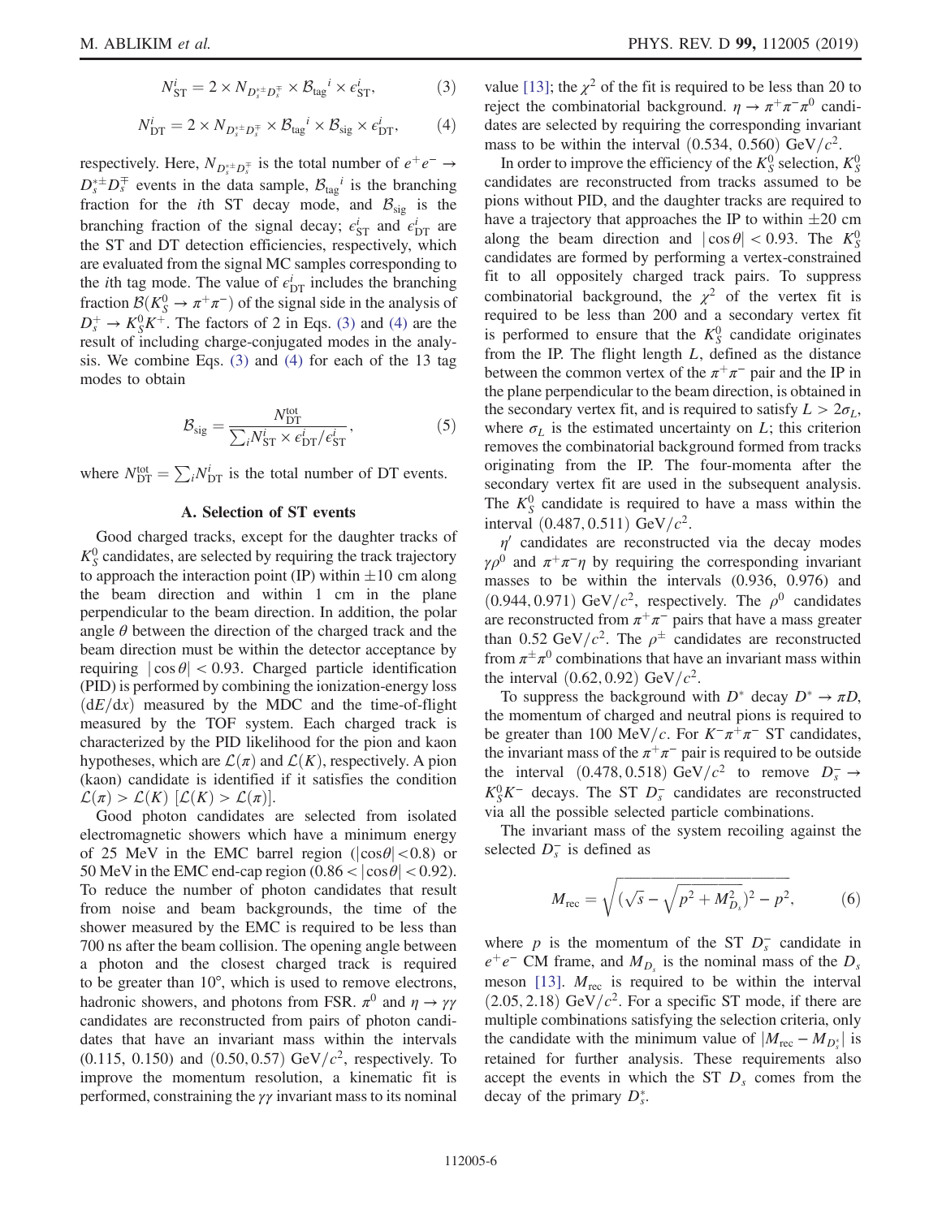$$N_{\mathrm{ST}}^{i} = 2 \times N_{D_s^{*\pm}D_s^{\mp}} \times \mathcal{B}_{\mathrm{tag}}{}^{i} \times \epsilon_{\mathrm{ST}}^{i}, \tag{3}$$

$$N_{\mathrm{DT}}^{i} = 2 \times N_{D_s^{*\pm}D_s^{\mp}} \times \mathcal{B}_{\mathrm{tag}}{}^{i} \times \mathcal{B}_{\mathrm{sig}} \times \epsilon_{\mathrm{DT}}^{i}, \tag{4}$$

respectively. Here, $N_{D_s^{*\pm}D_s^{\mp}}$ is the total number of $e^+e^- \to D_s^{*\pm}D_s^{\mp}$ events in the data sample, $\mathcal{B}_{\mathrm{tag}}{}^{i}$ is the branching fraction for the $i$th ST decay mode, and $\mathcal{B}_{\mathrm{sig}}$ is the branching fraction of the signal decay; $\epsilon_{\mathrm{ST}}^{i}$ and $\epsilon_{\mathrm{DT}}^{i}$ are the ST and DT detection efficiencies, respectively, which are evaluated from the signal MC samples corresponding to the $i$th tag mode. The value of $\epsilon_{\mathrm{DT}}^{i}$ includes the branching fraction $\mathcal{B}(K_S^0 \to \pi^+\pi^-)$ of the signal side in the analysis of $D_s^+ \to K_S^0 K^+$. The factors of 2 in Eqs. (3) and (4) are the result of including charge-conjugated modes in the analysis. We combine Eqs. (3) and (4) for each of the 13 tag modes to obtain

$$\mathcal{B}_{\mathrm{sig}} = \frac{N_{\mathrm{DT}}^{\mathrm{tot}}}{\sum_i N_{\mathrm{ST}}^{i} \times \epsilon_{\mathrm{DT}}^{i}/\epsilon_{\mathrm{ST}}^{i}}, \tag{5}$$

where $N_{\mathrm{DT}}^{\mathrm{tot}} = \sum_i N_{\mathrm{DT}}^{i}$ is the total number of DT events.

### A. Selection of ST events

Good charged tracks, except for the daughter tracks of $K_S^0$ candidates, are selected by requiring the track trajectory to approach the interaction point (IP) within $\pm 10$ cm along the beam direction and within 1 cm in the plane perpendicular to the beam direction. In addition, the polar angle $\theta$ between the direction of the charged track and the beam direction must be within the detector acceptance by requiring $|\cos\theta| < 0.93$. Charged particle identification (PID) is performed by combining the ionization-energy loss ($dE/dx$) measured by the MDC and the time-of-flight measured by the TOF system. Each charged track is characterized by the PID likelihood for the pion and kaon hypotheses, which are $\mathcal{L}(\pi)$ and $\mathcal{L}(K)$, respectively. A pion (kaon) candidate is identified if it satisfies the condition $\mathcal{L}(\pi) > \mathcal{L}(K)$ [$\mathcal{L}(K) > \mathcal{L}(\pi)$].

Good photon candidates are selected from isolated electromagnetic showers which have a minimum energy of 25 MeV in the EMC barrel region ($|\cos\theta| < 0.8$) or 50 MeV in the EMC end-cap region ($0.86 < |\cos\theta| < 0.92$). To reduce the number of photon candidates that result from noise and beam backgrounds, the time of the shower measured by the EMC is required to be less than 700 ns after the beam collision. The opening angle between a photon and the closest charged track is required to be greater than 10°, which is used to remove electrons, hadronic showers, and photons from FSR. $\pi^0$ and $\eta \to \gamma\gamma$ candidates are reconstructed from pairs of photon candidates that have an invariant mass within the intervals (0.115, 0.150) and $(0.50, 0.57)$ GeV/$c^2$, respectively. To improve the momentum resolution, a kinematic fit is performed, constraining the $\gamma\gamma$ invariant mass to its nominal value [13]; the $\chi^2$ of the fit is required to be less than 20 to reject the combinatorial background. $\eta \to \pi^+\pi^-\pi^0$ candidates are selected by requiring the corresponding invariant mass to be within the interval $(0.534, 0.560)$ GeV/$c^2$.

In order to improve the efficiency of the $K_S^0$ selection, $K_S^0$ candidates are reconstructed from tracks assumed to be pions without PID, and the daughter tracks are required to have a trajectory that approaches the IP to within $\pm 20$ cm along the beam direction and $|\cos\theta| < 0.93$. The $K_S^0$ candidates are formed by performing a vertex-constrained fit to all oppositely charged track pairs. To suppress combinatorial background, the $\chi^2$ of the vertex fit is required to be less than 200 and a secondary vertex fit is performed to ensure that the $K_S^0$ candidate originates from the IP. The flight length $L$, defined as the distance between the common vertex of the $\pi^+\pi^-$ pair and the IP in the plane perpendicular to the beam direction, is obtained in the secondary vertex fit, and is required to satisfy $L > 2\sigma_L$, where $\sigma_L$ is the estimated uncertainty on $L$; this criterion removes the combinatorial background formed from tracks originating from the IP. The four-momenta after the secondary vertex fit are used in the subsequent analysis. The $K_S^0$ candidate is required to have a mass within the interval $(0.487, 0.511)$ GeV/$c^2$.

$\eta'$ candidates are reconstructed via the decay modes $\gamma\rho^0$ and $\pi^+\pi^-\eta$ by requiring the corresponding invariant masses to be within the intervals (0.936, 0.976) and $(0.944, 0.971)$ GeV/$c^2$, respectively. The $\rho^0$ candidates are reconstructed from $\pi^+\pi^-$ pairs that have a mass greater than 0.52 GeV/$c^2$. The $\rho^\pm$ candidates are reconstructed from $\pi^\pm\pi^0$ combinations that have an invariant mass within the interval $(0.62, 0.92)$ GeV/$c^2$.

To suppress the background with $D^*$ decay $D^* \to \pi D$, the momentum of charged and neutral pions is required to be greater than 100 MeV/$c$. For $K^-\pi^+\pi^-$ ST candidates, the invariant mass of the $\pi^+\pi^-$ pair is required to be outside the interval $(0.478, 0.518)$ GeV/$c^2$ to remove $D_s^- \to K_S^0 K^-$ decays. The ST $D_s^-$ candidates are reconstructed via all the possible selected particle combinations.

The invariant mass of the system recoiling against the selected $D_s^-$ is defined as

$$M_{\mathrm{rec}} = \sqrt{\left(\sqrt{s} - \sqrt{p^2 + M_{D_s}^2}\right)^2 - p^2}, \tag{6}$$

where $p$ is the momentum of the ST $D_s^-$ candidate in $e^+e^-$ CM frame, and $M_{D_s}$ is the nominal mass of the $D_s$ meson [13]. $M_{\mathrm{rec}}$ is required to be within the interval $(2.05, 2.18)$ GeV/$c^2$. For a specific ST mode, if there are multiple combinations satisfying the selection criteria, only the candidate with the minimum value of $|M_{\mathrm{rec}} - M_{D_s^*}|$ is retained for further analysis. These requirements also accept the events in which the ST $D_s$ comes from the decay of the primary $D_s^*$.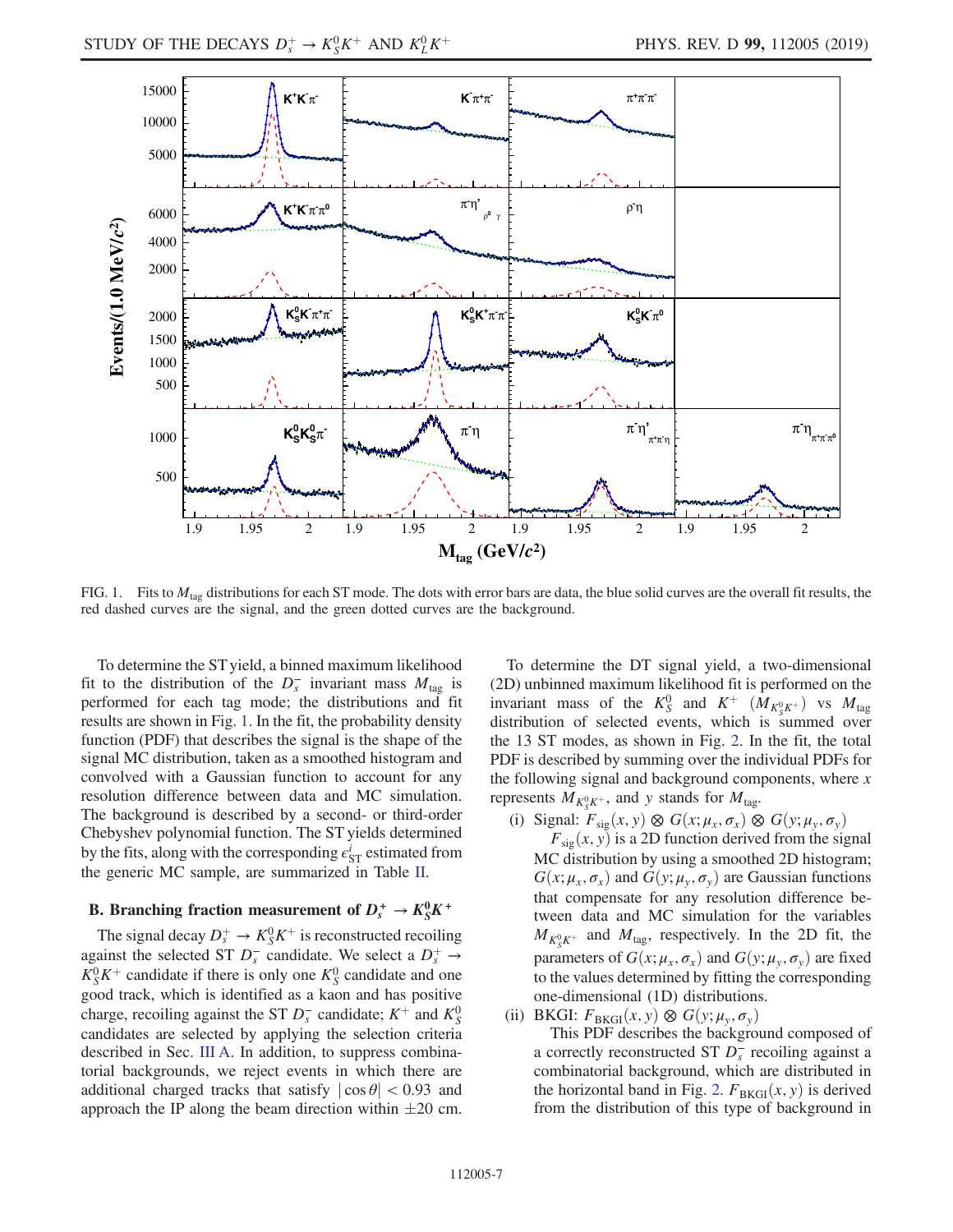FIG. 1. Fits to $M_{\rm tag}$ distributions for each ST mode. The dots with error bars are data, the blue solid curves are the overall fit results, the red dashed curves are the signal, and the green dotted curves are the background.

To determine the ST yield, a binned maximum likelihood fit to the distribution of the $D_s^-$ invariant mass $M_{\rm tag}$ is performed for each tag mode; the distributions and fit results are shown in Fig. 1. In the fit, the probability density function (PDF) that describes the signal is the shape of the signal MC distribution, taken as a smoothed histogram and convolved with a Gaussian function to account for any resolution difference between data and MC simulation. The background is described by a second- or third-order Chebyshev polynomial function. The ST yields determined by the fits, along with the corresponding $\epsilon_{\rm ST}^i$ estimated from the generic MC sample, are summarized in Table II.

### B. Branching fraction measurement of $D_s^+ \to K_S^0 K^+$

The signal decay $D_s^+ \to K_S^0 K^+$ is reconstructed recoiling against the selected ST $D_s^-$ candidate. We select a $D_s^+ \to K_S^0 K^+$ candidate if there is only one $K_S^0$ candidate and one good track, which is identified as a kaon and has positive charge, recoiling against the ST $D_s^-$ candidate; $K^+$ and $K_S^0$ candidates are selected by applying the selection criteria described in Sec. III A. In addition, to suppress combinatorial backgrounds, we reject events in which there are additional charged tracks that satisfy $|\cos\theta| < 0.93$ and approach the IP along the beam direction within $\pm 20$ cm.

To determine the DT signal yield, a two-dimensional (2D) unbinned maximum likelihood fit is performed on the invariant mass of the $K_S^0$ and $K^+$ ($M_{K_S^0 K^+}$) vs $M_{\rm tag}$ distribution of selected events, which is summed over the 13 ST modes, as shown in Fig. 2. In the fit, the total PDF is described by summing over the individual PDFs for the following signal and background components, where $x$ represents $M_{K_S^0 K^+}$, and $y$ stands for $M_{\rm tag}$.

(i) Signal: $F_{\rm sig}(x,y) \otimes G(x;\mu_x,\sigma_x) \otimes G(y;\mu_y,\sigma_y)$
$F_{\rm sig}(x,y)$ is a 2D function derived from the signal MC distribution by using a smoothed 2D histogram; $G(x;\mu_x,\sigma_x)$ and $G(y;\mu_y,\sigma_y)$ are Gaussian functions that compensate for any resolution difference between data and MC simulation for the variables $M_{K_S^0 K^+}$ and $M_{\rm tag}$, respectively. In the 2D fit, the parameters of $G(x;\mu_x,\sigma_x)$ and $G(y;\mu_y,\sigma_y)$ are fixed to the values determined by fitting the corresponding one-dimensional (1D) distributions.

(ii) BKGI: $F_{\rm BKGI}(x,y) \otimes G(y;\mu_y,\sigma_y)$
This PDF describes the background composed of a correctly reconstructed ST $D_s^-$ recoiling against a combinatorial background, which are distributed in the horizontal band in Fig. 2. $F_{\rm BKGI}(x,y)$ is derived from the distribution of this type of background in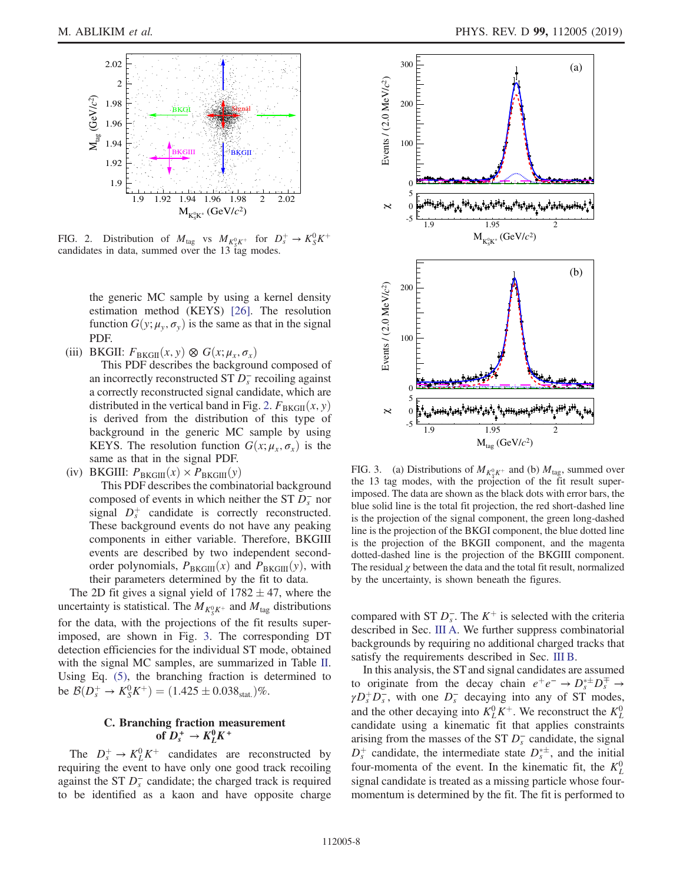FIG. 2. Distribution of $M_{\rm tag}$ vs $M_{K_S^0K^+}$ for $D_s^+ \to K_S^0K^+$ candidates in data, summed over the 13 tag modes.

the generic MC sample by using a kernel density estimation method (KEYS) [26]. The resolution function $G(y;\mu_y,\sigma_y)$ is the same as that in the signal PDF.

(iii) BKGII: $F_{\rm BKGII}(x,y) \otimes G(x;\mu_x,\sigma_x)$

This PDF describes the background composed of an incorrectly reconstructed ST $D_s^-$ recoiling against a correctly reconstructed signal candidate, which are distributed in the vertical band in Fig. 2. $F_{\rm BKGII}(x,y)$ is derived from the distribution of this type of background in the generic MC sample by using KEYS. The resolution function $G(x;\mu_x,\sigma_x)$ is the same as that in the signal PDF.

(iv) BKGIII: $P_{\rm BKGIII}(x) \times P_{\rm BKGIII}(y)$

This PDF describes the combinatorial background composed of events in which neither the ST $D_s^-$ nor signal $D_s^+$ candidate is correctly reconstructed. These background events do not have any peaking components in either variable. Therefore, BKGIII events are described by two independent second-order polynomials, $P_{\rm BKGIII}(x)$ and $P_{\rm BKGIII}(y)$, with their parameters determined by the fit to data.

The 2D fit gives a signal yield of $1782 \pm 47$, where the uncertainty is statistical. The $M_{K_S^0K^+}$ and $M_{\rm tag}$ distributions for the data, with the projections of the fit results superimposed, are shown in Fig. 3. The corresponding DT detection efficiencies for the individual ST mode, obtained with the signal MC samples, are summarized in Table II. Using Eq. (5), the branching fraction is determined to be $\mathcal{B}(D_s^+ \to K_S^0K^+) = (1.425 \pm 0.038_{\rm stat.})\%$.

### C. Branching fraction measurement of $D_s^+ \to K_L^0K^+$

The $D_s^+ \to K_L^0K^+$ candidates are reconstructed by requiring the event to have only one good track recoiling against the ST $D_s^-$ candidate; the charged track is required to be identified as a kaon and have opposite charge compared with ST $D_s^-$. The $K^+$ is selected with the criteria described in Sec. III A. We further suppress combinatorial backgrounds by requiring no additional charged tracks that satisfy the requirements described in Sec. III B.

FIG. 3. (a) Distributions of $M_{K_S^0K^+}$ and (b) $M_{\rm tag}$, summed over the 13 tag modes, with the projection of the fit result superimposed. The data are shown as the black dots with error bars, the blue solid line is the total fit projection, the red short-dashed line is the projection of the signal component, the green long-dashed line is the projection of the BKGI component, the blue dotted line is the projection of the BKGII component, and the magenta dotted-dashed line is the projection of the BKGIII component. The residual $\chi$ between the data and the total fit result, normalized by the uncertainty, is shown beneath the figures.

In this analysis, the ST and signal candidates are assumed to originate from the decay chain $e^+e^- \to D_s^{*\pm}D_s^{\mp} \to \gamma D_s^+D_s^-$, with one $D_s^-$ decaying into any of ST modes, and the other decaying into $K_L^0K^+$. We reconstruct the $K_L^0$ candidate using a kinematic fit that applies constraints arising from the masses of the ST $D_s^-$ candidate, the signal $D_s^+$ candidate, the intermediate state $D_s^{*\pm}$, and the initial four-momenta of the event. In the kinematic fit, the $K_L^0$ signal candidate is treated as a missing particle whose four-momentum is determined by the fit. The fit is performed to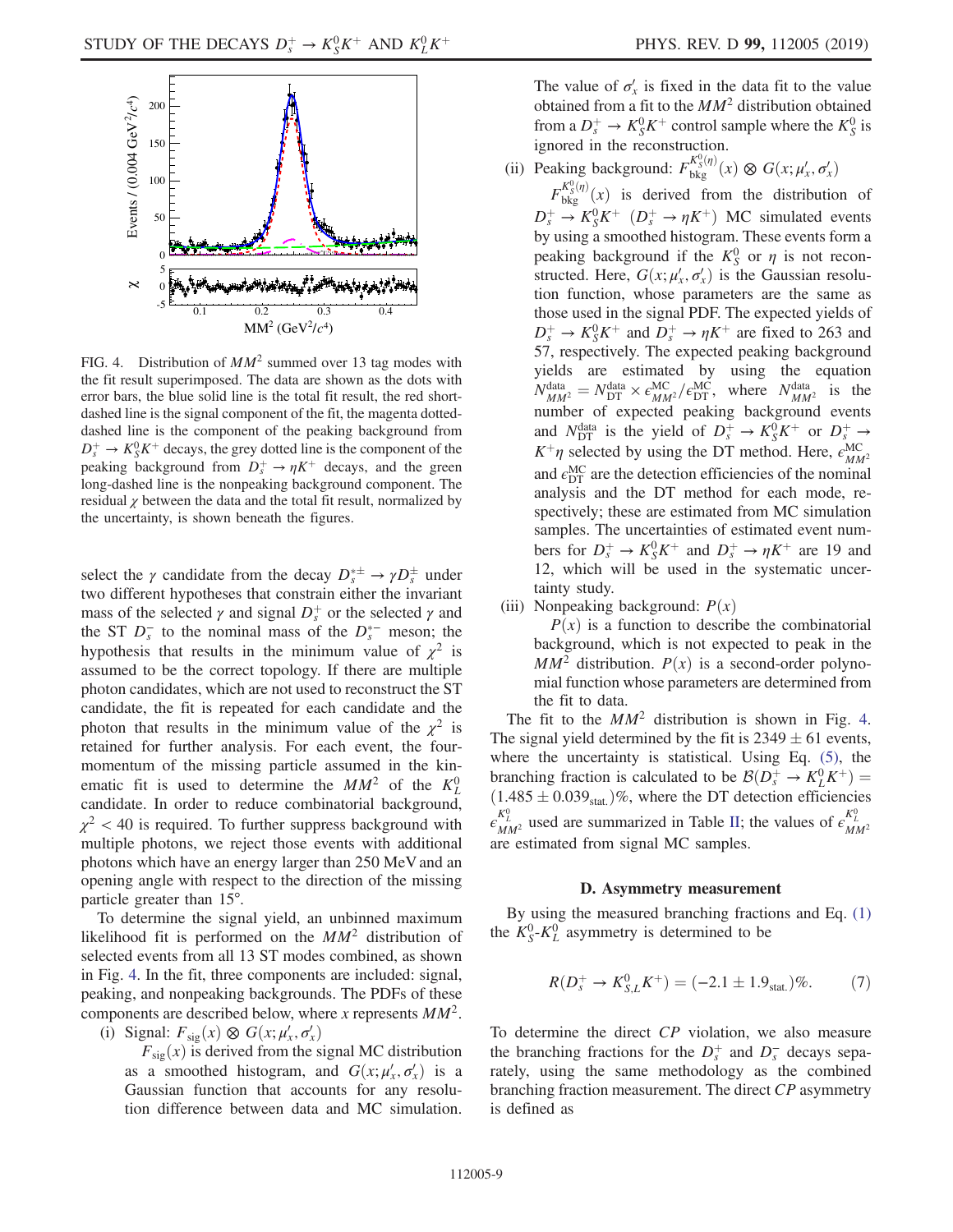FIG. 4. Distribution of $MM^2$ summed over 13 tag modes with the fit result superimposed. The data are shown as the dots with error bars, the blue solid line is the total fit result, the red short-dashed line is the signal component of the fit, the magenta dotted-dashed line is the component of the peaking background from $D_s^+ \to K_S^0 K^+$ decays, the grey dotted line is the component of the peaking background from $D_s^+ \to \eta K^+$ decays, and the green long-dashed line is the nonpeaking background component. The residual $\chi$ between the data and the total fit result, normalized by the uncertainty, is shown beneath the figures.

select the $\gamma$ candidate from the decay $D_s^{*\pm} \to \gamma D_s^\pm$ under two different hypotheses that constrain either the invariant mass of the selected $\gamma$ and signal $D_s^+$ or the selected $\gamma$ and the ST $D_s^-$ to the nominal mass of the $D_s^{*-}$ meson; the hypothesis that results in the minimum value of $\chi^2$ is assumed to be the correct topology. If there are multiple photon candidates, which are not used to reconstruct the ST candidate, the fit is repeated for each candidate and the photon that results in the minimum value of the $\chi^2$ is retained for further analysis. For each event, the four-momentum of the missing particle assumed in the kinematic fit is used to determine the $MM^2$ of the $K_L^0$ candidate. In order to reduce combinatorial background, $\chi^2 < 40$ is required. To further suppress background with multiple photons, we reject those events with additional photons which have an energy larger than 250 MeV and an opening angle with respect to the direction of the missing particle greater than 15°.

To determine the signal yield, an unbinned maximum likelihood fit is performed on the $MM^2$ distribution of selected events from all 13 ST modes combined, as shown in Fig. 4. In the fit, three components are included: signal, peaking, and nonpeaking backgrounds. The PDFs of these components are described below, where $x$ represents $MM^2$.

(i) Signal: $F_{\text{sig}}(x) \otimes G(x; \mu_x', \sigma_x')$

$F_{\text{sig}}(x)$ is derived from the signal MC distribution as a smoothed histogram, and $G(x; \mu_x', \sigma_x')$ is a Gaussian function that accounts for any resolution difference between data and MC simulation. The value of $\sigma_x'$ is fixed in the data fit to the value obtained from a fit to the $MM^2$ distribution obtained from a $D_s^+ \to K_S^0 K^+$ control sample where the $K_S^0$ is ignored in the reconstruction.

(ii) Peaking background: $F_{\text{bkg}}^{K_S^0(\eta)}(x) \otimes G(x; \mu_x', \sigma_x')$

$F_{\text{bkg}}^{K_S^0(\eta)}(x)$ is derived from the distribution of $D_s^+ \to K_S^0 K^+$ $(D_s^+ \to \eta K^+)$ MC simulated events by using a smoothed histogram. These events form a peaking background if the $K_S^0$ or $\eta$ is not reconstructed. Here, $G(x; \mu_x', \sigma_x')$ is the Gaussian resolution function, whose parameters are the same as those used in the signal PDF. The expected yields of $D_s^+ \to K_S^0 K^+$ and $D_s^+ \to \eta K^+$ are fixed to 263 and 57, respectively. The expected peaking background yields are estimated by using the equation $N_{MM^2}^{\text{data}} = N_{\text{DT}}^{\text{data}} \times \epsilon_{MM^2}^{\text{MC}} / \epsilon_{\text{DT}}^{\text{MC}}$, where $N_{MM^2}^{\text{data}}$ is the number of expected peaking background events and $N_{\text{DT}}^{\text{data}}$ is the yield of $D_s^+ \to K_S^0 K^+$ or $D_s^+ \to K^+ \eta$ selected by using the DT method. Here, $\epsilon_{MM^2}^{\text{MC}}$ and $\epsilon_{\text{DT}}^{\text{MC}}$ are the detection efficiencies of the nominal analysis and the DT method for each mode, respectively; these are estimated from MC simulation samples. The uncertainties of estimated event numbers for $D_s^+ \to K_S^0 K^+$ and $D_s^+ \to \eta K^+$ are 19 and 12, which will be used in the systematic uncertainty study.

(iii) Nonpeaking background: $P(x)$

$P(x)$ is a function to describe the combinatorial background, which is not expected to peak in the $MM^2$ distribution. $P(x)$ is a second-order polynomial function whose parameters are determined from the fit to data.

The fit to the $MM^2$ distribution is shown in Fig. 4. The signal yield determined by the fit is $2349 \pm 61$ events, where the uncertainty is statistical. Using Eq. (5), the branching fraction is calculated to be $\mathcal{B}(D_s^+ \to K_L^0 K^+) = (1.485 \pm 0.039_{\text{stat.}})\%$, where the DT detection efficiencies $\epsilon_{MM^2}^{K_L^0}$ used are summarized in Table II; the values of $\epsilon_{MM^2}^{K_L^0}$ are estimated from signal MC samples.

### D. Asymmetry measurement

By using the measured branching fractions and Eq. (1) the $K_S^0$-$K_L^0$ asymmetry is determined to be

$$R(D_s^+ \to K_{S,L}^0 K^+) = (-2.1 \pm 1.9_{\text{stat.}})\%. \tag{7}$$

To determine the direct $CP$ violation, we also measure the branching fractions for the $D_s^+$ and $D_s^-$ decays separately, using the same methodology as the combined branching fraction measurement. The direct $CP$ asymmetry is defined as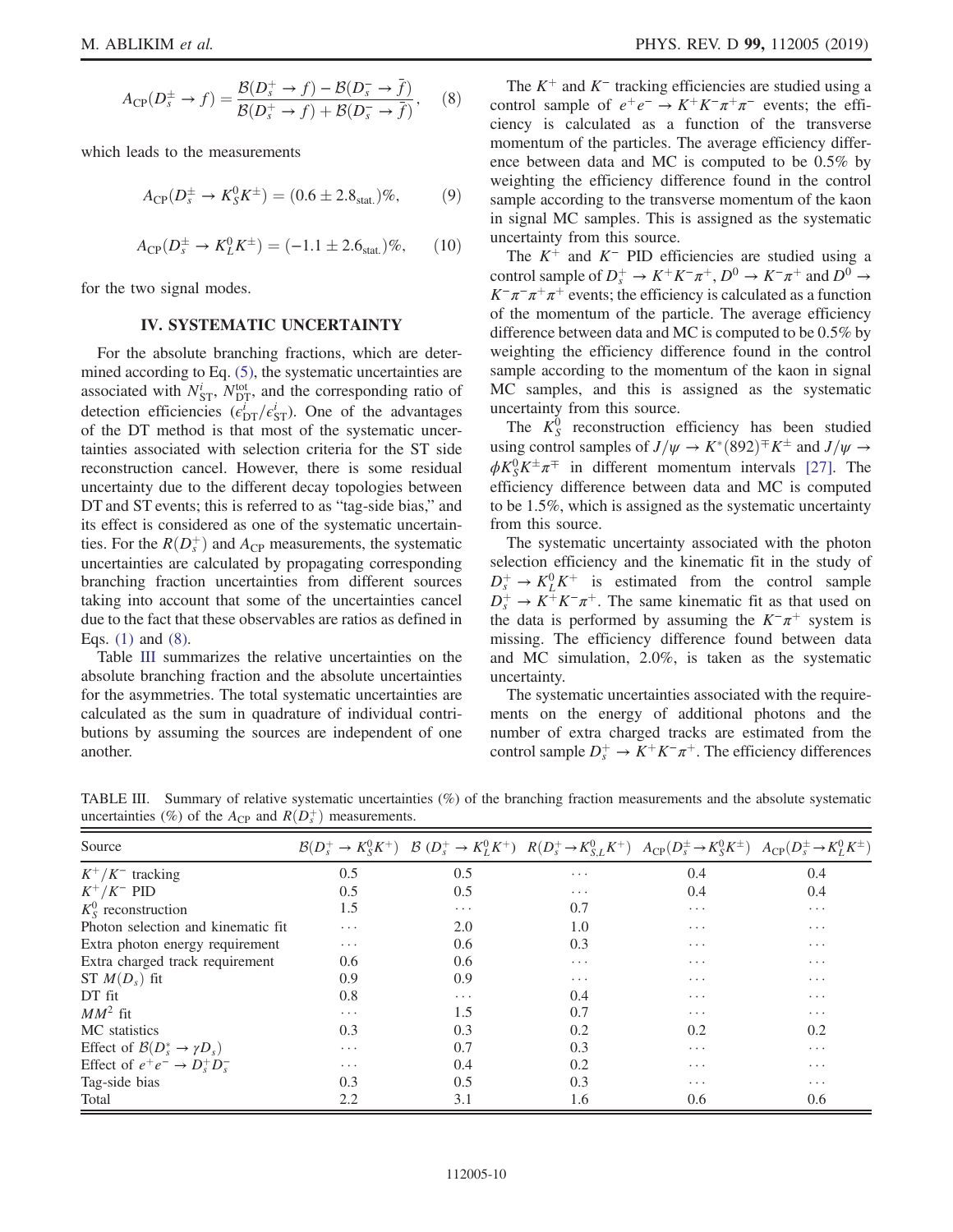$$A_{\rm CP}(D_s^{\pm} \to f) = \frac{\mathcal{B}(D_s^+ \to f) - \mathcal{B}(D_s^- \to \bar{f})}{\mathcal{B}(D_s^+ \to f) + \mathcal{B}(D_s^- \to \bar{f})}, \quad (8)$$

which leads to the measurements

$$A_{\rm CP}(D_s^{\pm} \to K_S^0 K^{\pm}) = (0.6 \pm 2.8_{\rm stat.})\%, \quad (9)$$

$$A_{\rm CP}(D_s^{\pm} \to K_L^0 K^{\pm}) = (-1.1 \pm 2.6_{\rm stat.})\%, \quad (10)$$

for the two signal modes.

## IV. SYSTEMATIC UNCERTAINTY

For the absolute branching fractions, which are determined according to Eq. (5), the systematic uncertainties are associated with $N_{\rm ST}^i$, $N_{\rm DT}^{\rm tot}$, and the corresponding ratio of detection efficiencies ($\epsilon_{\rm DT}^i/\epsilon_{\rm ST}^i$). One of the advantages of the DT method is that most of the systematic uncertainties associated with selection criteria for the ST side reconstruction cancel. However, there is some residual uncertainty due to the different decay topologies between DT and ST events; this is referred to as "tag-side bias," and its effect is considered as one of the systematic uncertainties. For the $R(D_s^+)$ and $A_{\rm CP}$ measurements, the systematic uncertainties are calculated by propagating corresponding branching fraction uncertainties from different sources taking into account that some of the uncertainties cancel due to the fact that these observables are ratios as defined in Eqs. (1) and (8).

Table III summarizes the relative uncertainties on the absolute branching fraction and the absolute uncertainties for the asymmetries. The total systematic uncertainties are calculated as the sum in quadrature of individual contributions by assuming the sources are independent of one another.

The $K^+$ and $K^-$ tracking efficiencies are studied using a control sample of $e^+e^- \to K^+K^-\pi^+\pi^-$ events; the efficiency is calculated as a function of the transverse momentum of the particles. The average efficiency difference between data and MC is computed to be 0.5% by weighting the efficiency difference found in the control sample according to the transverse momentum of the kaon in signal MC samples. This is assigned as the systematic uncertainty from this source.

The $K^+$ and $K^-$ PID efficiencies are studied using a control sample of $D_s^+ \to K^+K^-\pi^+$, $D^0 \to K^-\pi^+$ and $D^0 \to K^-\pi^-\pi^+\pi^+$ events; the efficiency is calculated as a function of the momentum of the particle. The average efficiency difference between data and MC is computed to be 0.5% by weighting the efficiency difference found in the control sample according to the momentum of the kaon in signal MC samples, and this is assigned as the systematic uncertainty from this source.

The $K_S^0$ reconstruction efficiency has been studied using control samples of $J/\psi \to K^*(892)^{\mp}K^{\pm}$ and $J/\psi \to \phi K_S^0 K^{\pm}\pi^{\mp}$ in different momentum intervals [27]. The efficiency difference between data and MC is computed to be 1.5%, which is assigned as the systematic uncertainty from this source.

The systematic uncertainty associated with the photon selection efficiency and the kinematic fit in the study of $D_s^+ \to K_L^0 K^+$ is estimated from the control sample $D_s^+ \to K^+K^-\pi^+$. The same kinematic fit as that used on the data is performed by assuming the $K^-\pi^+$ system is missing. The efficiency difference found between data and MC simulation, 2.0%, is taken as the systematic uncertainty.

The systematic uncertainties associated with the requirements on the energy of additional photons and the number of extra charged tracks are estimated from the control sample $D_s^+ \to K^+K^-\pi^+$. The efficiency differences

TABLE III. Summary of relative systematic uncertainties (%) of the branching fraction measurements and the absolute systematic uncertainties (%) of the $A_{\rm CP}$ and $R(D_s^+)$ measurements.

| Source | $\mathcal{B}(D_s^+ \to K_S^0 K^+)$ | $\mathcal{B}(D_s^+ \to K_L^0 K^+)$ | $R(D_s^+ \to K_{S,L}^0 K^+)$ | $A_{\rm CP}(D_s^{\pm} \to K_S^0 K^{\pm})$ | $A_{\rm CP}(D_s^{\pm} \to K_L^0 K^{\pm})$ |
|---|---|---|---|---|---|
| $K^+/K^-$ tracking | 0.5 | 0.5 | ··· | 0.4 | 0.4 |
| $K^+/K^-$ PID | 0.5 | 0.5 | ··· | 0.4 | 0.4 |
| $K_S^0$ reconstruction | 1.5 | ··· | 0.7 | ··· | ··· |
| Photon selection and kinematic fit | ··· | 2.0 | 1.0 | ··· | ··· |
| Extra photon energy requirement | ··· | 0.6 | 0.3 | ··· | ··· |
| Extra charged track requirement | 0.6 | 0.6 | ··· | ··· | ··· |
| ST $M(D_s)$ fit | 0.9 | 0.9 | ··· | ··· | ··· |
| DT fit | 0.8 | ··· | 0.4 | ··· | ··· |
| $MM^2$ fit | ··· | 1.5 | 0.7 | ··· | ··· |
| MC statistics | 0.3 | 0.3 | 0.2 | 0.2 | 0.2 |
| Effect of $\mathcal{B}(D_s^* \to \gamma D_s)$ | ··· | 0.7 | 0.3 | ··· | ··· |
| Effect of $e^+e^- \to D_s^+ D_s^-$ | ··· | 0.4 | 0.2 | ··· | ··· |
| Tag-side bias | 0.3 | 0.5 | 0.3 | ··· | ··· |
| Total | 2.2 | 3.1 | 1.6 | 0.6 | 0.6 |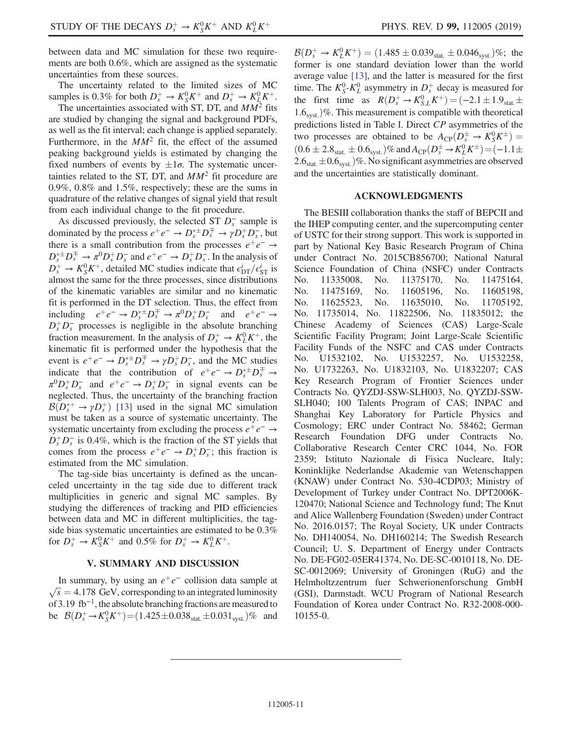between data and MC simulation for these two requirements are both 0.6%, which are assigned as the systematic uncertainties from these sources.

The uncertainty related to the limited sizes of MC samples is 0.3% for both $D_s^+ \to K_S^0 K^+$ and $D_s^+ \to K_L^0 K^+$.

The uncertainties associated with ST, DT, and $MM^2$ fits are studied by changing the signal and background PDFs, as well as the fit interval; each change is applied separately. Furthermore, in the $MM^2$ fit, the effect of the assumed peaking background yields is estimated by changing the fixed numbers of events by $\pm 1\sigma$. The systematic uncertainties related to the ST, DT, and $MM^2$ fit procedure are 0.9%, 0.8% and 1.5%, respectively; these are the sums in quadrature of the relative changes of signal yield that result from each individual change to the fit procedure.

As discussed previously, the selected ST $D_s^-$ sample is dominated by the process $e^+e^- \to D_s^{*\pm} D_s^{\mp} \to \gamma D_s^+ D_s^-$, but there is a small contribution from the processes $e^+e^- \to D_s^{*\pm} D_s^{\mp} \to \pi^0 D_s^+ D_s^-$ and $e^+e^- \to D_s^+ D_s^-$. In the analysis of $D_s^+ \to K_S^0 K^+$, detailed MC studies indicate that $\epsilon_{\rm DT}^i/\epsilon_{\rm ST}^i$ is almost the same for the three processes, since distributions of the kinematic variables are similar and no kinematic fit is performed in the DT selection. Thus, the effect from including $e^+e^- \to D_s^{*\pm} D_s^{\mp} \to \pi^0 D_s^+ D_s^-$ and $e^+e^- \to D_s^+ D_s^-$ processes is negligible in the absolute branching fraction measurement. In the analysis of $D_s^+ \to K_L^0 K^+$, the kinematic fit is performed under the hypothesis that the event is $e^+e^- \to D_s^{*\pm} D_s^{\mp} \to \gamma D_s^+ D_s^-$, and the MC studies indicate that the contribution of $e^+e^- \to D_s^{*\pm} D_s^{\mp} \to \pi^0 D_s^+ D_s^-$ and $e^+e^- \to D_s^+ D_s^-$ in signal events can be neglected. Thus, the uncertainty of the branching fraction $\mathcal{B}(D_s^{*+} \to \gamma D_s^+)$ [13] used in the signal MC simulation must be taken as a source of systematic uncertainty. The systematic uncertainty from excluding the process $e^+e^- \to D_s^+ D_s^-$ is 0.4%, which is the fraction of the ST yields that comes from the process $e^+e^- \to D_s^+ D_s^-$; this fraction is estimated from the MC simulation.

The tag-side bias uncertainty is defined as the uncanceled uncertainty in the tag side due to different track multiplicities in generic and signal MC samples. By studying the differences of tracking and PID efficiencies between data and MC in different multiplicities, the tag-side bias systematic uncertainties are estimated to be 0.3% for $D_s^+ \to K_S^0 K^+$ and 0.5% for $D_s^+ \to K_L^0 K^+$.

## V. SUMMARY AND DISCUSSION

In summary, by using an $e^+e^-$ collision data sample at $\sqrt{s} = 4.178$ GeV, corresponding to an integrated luminosity of 3.19 fb$^{-1}$, the absolute branching fractions are measured to be $\mathcal{B}(D_s^+ \to K_S^0 K^+) = (1.425 \pm 0.038_{\rm stat.} \pm 0.031_{\rm syst.})\%$ and $\mathcal{B}(D_s^+ \to K_L^0 K^+) = (1.485 \pm 0.039_{\rm stat.} \pm 0.046_{\rm syst.})\%$; the former is one standard deviation lower than the world average value [13], and the latter is measured for the first time. The $K_S^0$-$K_L^0$ asymmetry in $D_s^+$ decay is measured for the first time as $R(D_s^+ \to K_{S,L}^0 K^+) = (-2.1 \pm 1.9_{\rm stat.} \pm 1.6_{\rm syst.})\%$. This measurement is compatible with theoretical predictions listed in Table I. Direct $CP$ asymmetries of the two processes are obtained to be $A_{CP}(D_s^\pm \to K_S^0 K^\pm) = (0.6 \pm 2.8_{\rm stat.} \pm 0.6_{\rm syst.})\%$ and $A_{CP}(D_s^\pm \to K_L^0 K^\pm) = (-1.1 \pm 2.6_{\rm stat.} \pm 0.6_{\rm syst.})\%$. No significant asymmetries are observed and the uncertainties are statistically dominant.

## ACKNOWLEDGMENTS

The BESIII collaboration thanks the staff of BEPCII and the IHEP computing center, and the supercomputing center of USTC for their strong support. This work is supported in part by National Key Basic Research Program of China under Contract No. 2015CB856700; National Natural Science Foundation of China (NSFC) under Contracts No. 11335008, No. 11375170, No. 11475164, No. 11475169, No. 11605196, No. 11605198, No. 11625523, No. 11635010, No. 11705192, No. 11735014, No. 11822506, No. 11835012; the Chinese Academy of Sciences (CAS) Large-Scale Scientific Facility Program; Joint Large-Scale Scientific Facility Funds of the NSFC and CAS under Contracts No. U1532102, No. U1532257, No. U1532258, No. U1732263, No. U1832103, No. U1832207; CAS Key Research Program of Frontier Sciences under Contracts No. QYZDJ-SSW-SLH003, No. QYZDJ-SSW-SLH040; 100 Talents Program of CAS; INPAC and Shanghai Key Laboratory for Particle Physics and Cosmology; ERC under Contract No. 58462; German Research Foundation DFG under Contracts No. Collaborative Research Center CRC 1044, No. FOR 2359; Istituto Nazionale di Fisica Nucleare, Italy; Koninklijke Nederlandse Akademie van Wetenschappen (KNAW) under Contract No. 530-4CDP03; Ministry of Development of Turkey under Contract No. DPT2006K-120470; National Science and Technology fund; The Knut and Alice Wallenberg Foundation (Sweden) under Contract No. 2016.0157; The Royal Society, UK under Contracts No. DH140054, No. DH160214; The Swedish Research Council; U. S. Department of Energy under Contracts No. DE-FG02-05ER41374, No. DE-SC-0010118, No. DE-SC-0012069; University of Groningen (RuG) and the Helmholtzzentrum fuer Schwerionenforschung GmbH (GSI), Darmstadt. WCU Program of National Research Foundation of Korea under Contract No. R32-2008-000-10155-0.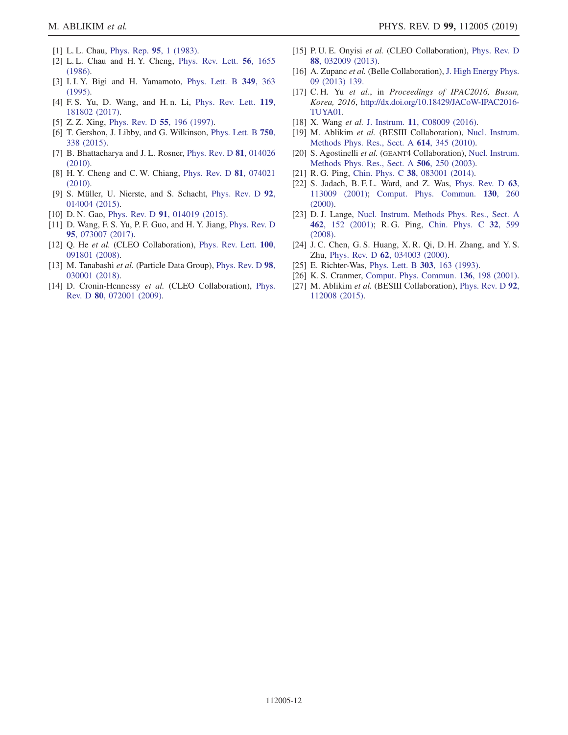[1] L. L. Chau, Phys. Rep. **95**, 1 (1983).

[2] L. L. Chau and H. Y. Cheng, Phys. Rev. Lett. **56**, 1655 (1986).

[3] I. I. Y. Bigi and H. Yamamoto, Phys. Lett. B **349**, 363 (1995).

[4] F. S. Yu, D. Wang, and H. n. Li, Phys. Rev. Lett. **119**, 181802 (2017).

[5] Z. Z. Xing, Phys. Rev. D **55**, 196 (1997).

[6] T. Gershon, J. Libby, and G. Wilkinson, Phys. Lett. B **750**, 338 (2015).

[7] B. Bhattacharya and J. L. Rosner, Phys. Rev. D **81**, 014026 (2010).

[8] H. Y. Cheng and C. W. Chiang, Phys. Rev. D **81**, 074021 (2010).

[9] S. Müller, U. Nierste, and S. Schacht, Phys. Rev. D **92**, 014004 (2015).

[10] D. N. Gao, Phys. Rev. D **91**, 014019 (2015).

[11] D. Wang, F. S. Yu, P. F. Guo, and H. Y. Jiang, Phys. Rev. D **95**, 073007 (2017).

[12] Q. He *et al.* (CLEO Collaboration), Phys. Rev. Lett. **100**, 091801 (2008).

[13] M. Tanabashi *et al.* (Particle Data Group), Phys. Rev. D **98**, 030001 (2018).

[14] D. Cronin-Hennessy *et al.* (CLEO Collaboration), Phys. Rev. D **80**, 072001 (2009).

[15] P. U. E. Onyisi *et al.* (CLEO Collaboration), Phys. Rev. D **88**, 032009 (2013).

[16] A. Zupanc *et al.* (Belle Collaboration), J. High Energy Phys. 09 (2013) 139.

[17] C. H. Yu *et al.*, in *Proceedings of IPAC2016, Busan, Korea, 2016*, http://dx.doi.org/10.18429/JACoW-IPAC2016-TUYA01.

[18] X. Wang *et al.* J. Instrum. **11**, C08009 (2016).

[19] M. Ablikim *et al.* (BESIII Collaboration), Nucl. Instrum. Methods Phys. Res., Sect. A **614**, 345 (2010).

[20] S. Agostinelli *et al.* (GEANT4 Collaboration), Nucl. Instrum. Methods Phys. Res., Sect. A **506**, 250 (2003).

[21] R. G. Ping, Chin. Phys. C **38**, 083001 (2014).

[22] S. Jadach, B. F. L. Ward, and Z. Was, Phys. Rev. D **63**, 113009 (2001); Comput. Phys. Commun. **130**, 260 (2000).

[23] D. J. Lange, Nucl. Instrum. Methods Phys. Res., Sect. A **462**, 152 (2001); R. G. Ping, Chin. Phys. C **32**, 599 (2008).

[24] J. C. Chen, G. S. Huang, X. R. Qi, D. H. Zhang, and Y. S. Zhu, Phys. Rev. D **62**, 034003 (2000).

[25] E. Richter-Was, Phys. Lett. B **303**, 163 (1993).

[26] K. S. Cranmer, Comput. Phys. Commun. **136**, 198 (2001).

[27] M. Ablikim *et al.* (BESIII Collaboration), Phys. Rev. D **92**, 112008 (2015).